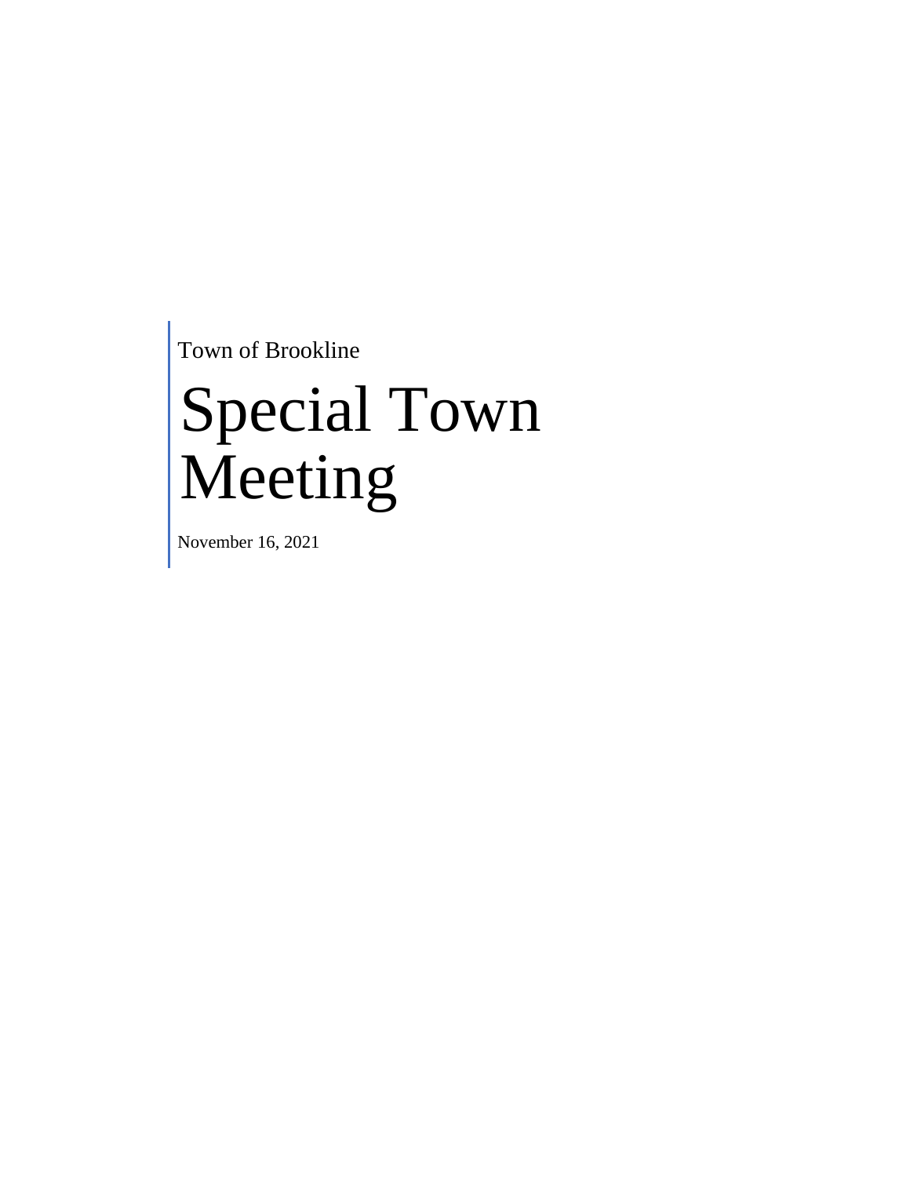Town of Brookline

# Special Town Meeting

November 16, 2021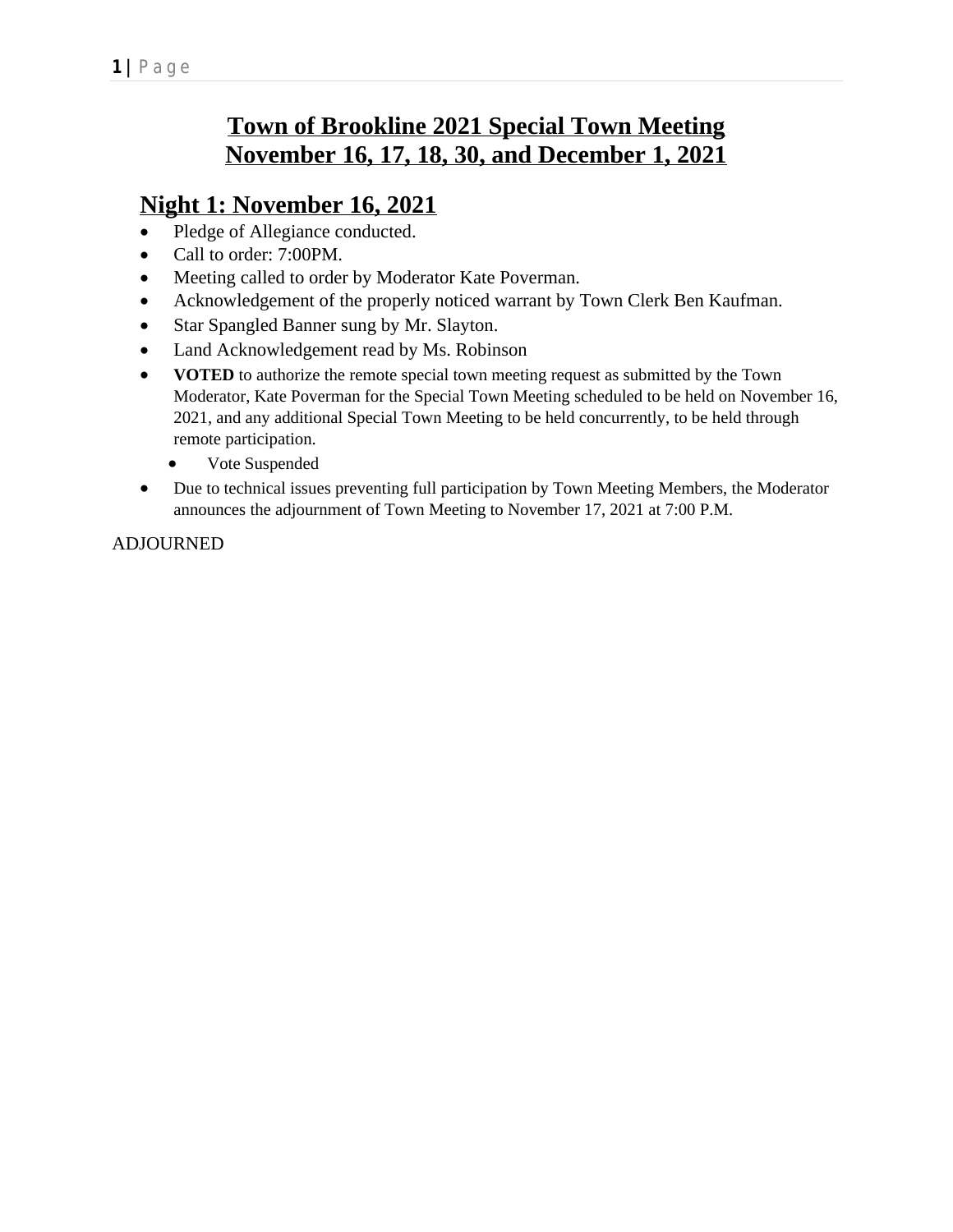# Town of Brookline 2021 Special Town Meeting
# November 16, 17, 18, 30, and December 1, 2021

## Night 1: November 16, 2021

- Pledge of Allegiance conducted.
- Call to order: 7:00PM.
- Meeting called to order by Moderator Kate Poverman.
- Acknowledgement of the properly noticed warrant by Town Clerk Ben Kaufman.
- Star Spangled Banner sung by Mr. Slayton.
- Land Acknowledgement read by Ms. Robinson
- **VOTED** to authorize the remote special town meeting request as submitted by the Town Moderator, Kate Poverman for the Special Town Meeting scheduled to be held on November 16, 2021, and any additional Special Town Meeting to be held concurrently, to be held through remote participation.
  - Vote Suspended
- Due to technical issues preventing full participation by Town Meeting Members, the Moderator announces the adjournment of Town Meeting to November 17, 2021 at 7:00 P.M.

ADJOURNED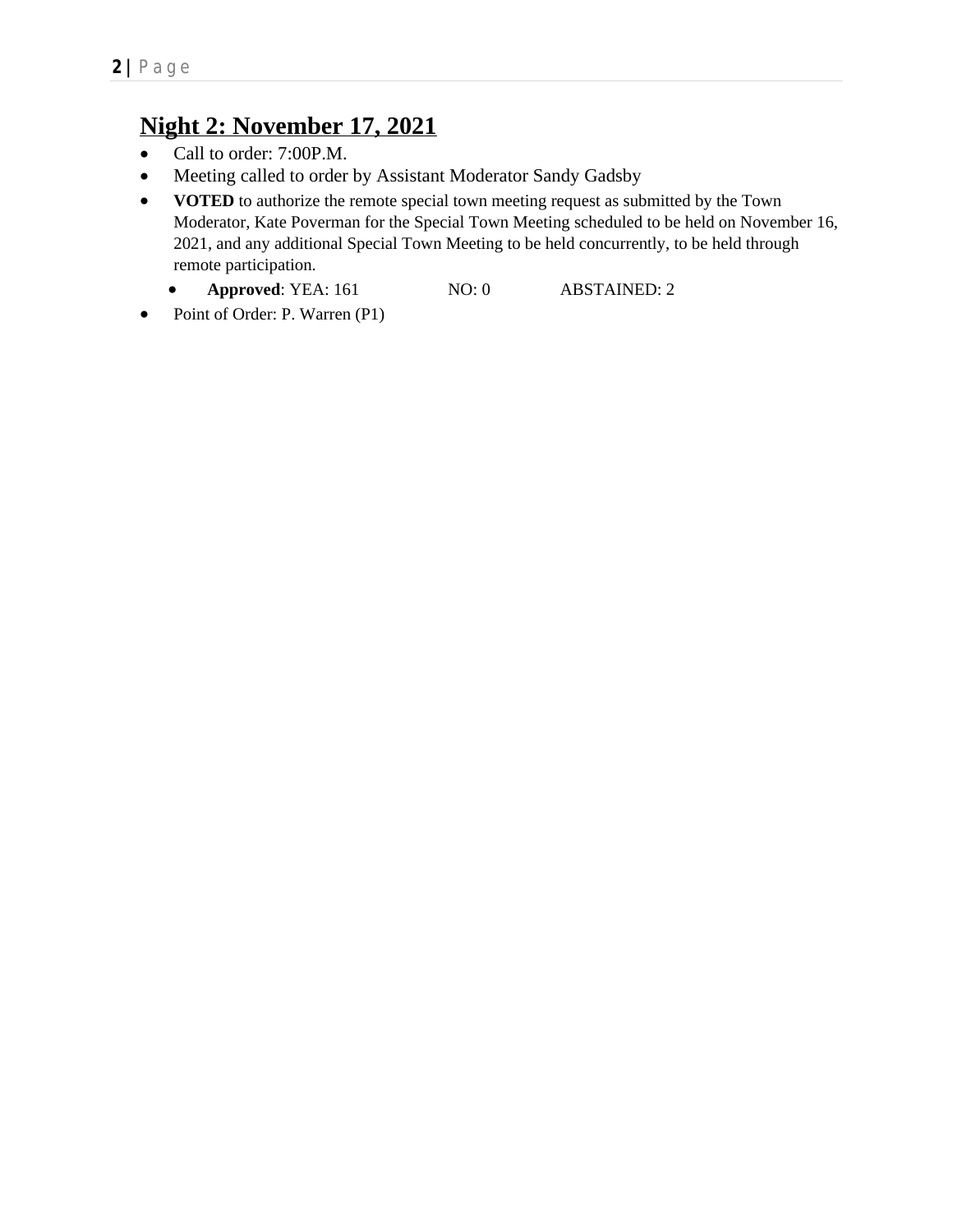## Night 2: November 17, 2021

- Call to order: 7:00P.M.
- Meeting called to order by Assistant Moderator Sandy Gadsby
- **VOTED** to authorize the remote special town meeting request as submitted by the Town Moderator, Kate Poverman for the Special Town Meeting scheduled to be held on November 16, 2021, and any additional Special Town Meeting to be held concurrently, to be held through remote participation.
  - **Approved**: YEA: 161 NO: 0 ABSTAINED: 2
- Point of Order: P. Warren (P1)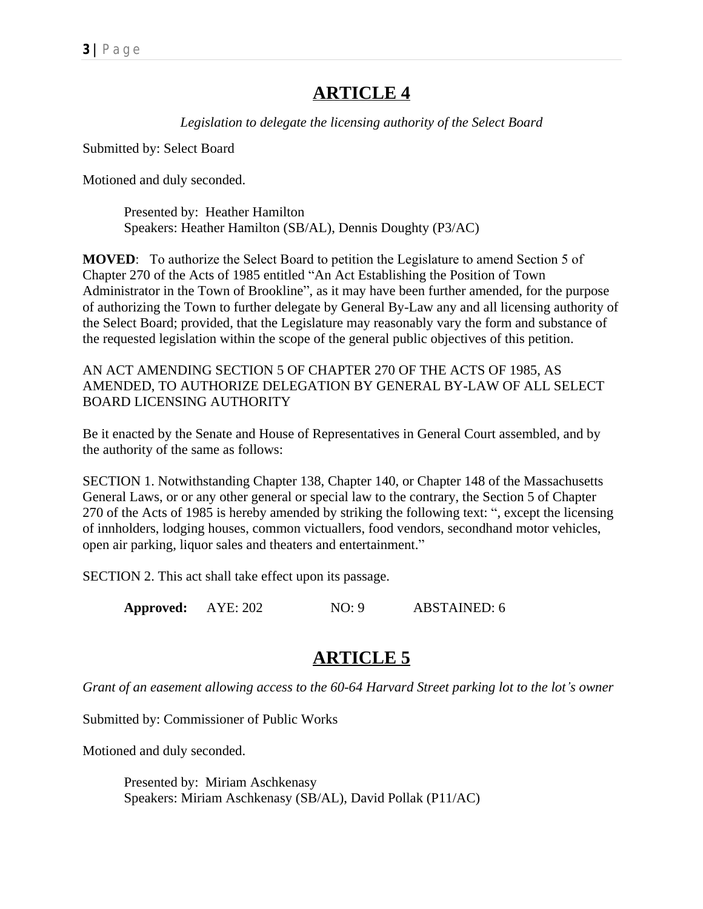# ARTICLE 4

*Legislation to delegate the licensing authority of the Select Board*

Submitted by: Select Board

Motioned and duly seconded.

Presented by: Heather Hamilton
Speakers: Heather Hamilton (SB/AL), Dennis Doughty (P3/AC)

**MOVED**: To authorize the Select Board to petition the Legislature to amend Section 5 of Chapter 270 of the Acts of 1985 entitled "An Act Establishing the Position of Town Administrator in the Town of Brookline", as it may have been further amended, for the purpose of authorizing the Town to further delegate by General By-Law any and all licensing authority of the Select Board; provided, that the Legislature may reasonably vary the form and substance of the requested legislation within the scope of the general public objectives of this petition.

AN ACT AMENDING SECTION 5 OF CHAPTER 270 OF THE ACTS OF 1985, AS AMENDED, TO AUTHORIZE DELEGATION BY GENERAL BY-LAW OF ALL SELECT BOARD LICENSING AUTHORITY

Be it enacted by the Senate and House of Representatives in General Court assembled, and by the authority of the same as follows:

SECTION 1. Notwithstanding Chapter 138, Chapter 140, or Chapter 148 of the Massachusetts General Laws, or or any other general or special law to the contrary, the Section 5 of Chapter 270 of the Acts of 1985 is hereby amended by striking the following text: ", except the licensing of innholders, lodging houses, common victuallers, food vendors, secondhand motor vehicles, open air parking, liquor sales and theaters and entertainment."

SECTION 2. This act shall take effect upon its passage.

**Approved:** AYE: 202 NO: 9 ABSTAINED: 6

# ARTICLE 5

*Grant of an easement allowing access to the 60-64 Harvard Street parking lot to the lot's owner*

Submitted by: Commissioner of Public Works

Motioned and duly seconded.

Presented by: Miriam Aschkenasy
Speakers: Miriam Aschkenasy (SB/AL), David Pollak (P11/AC)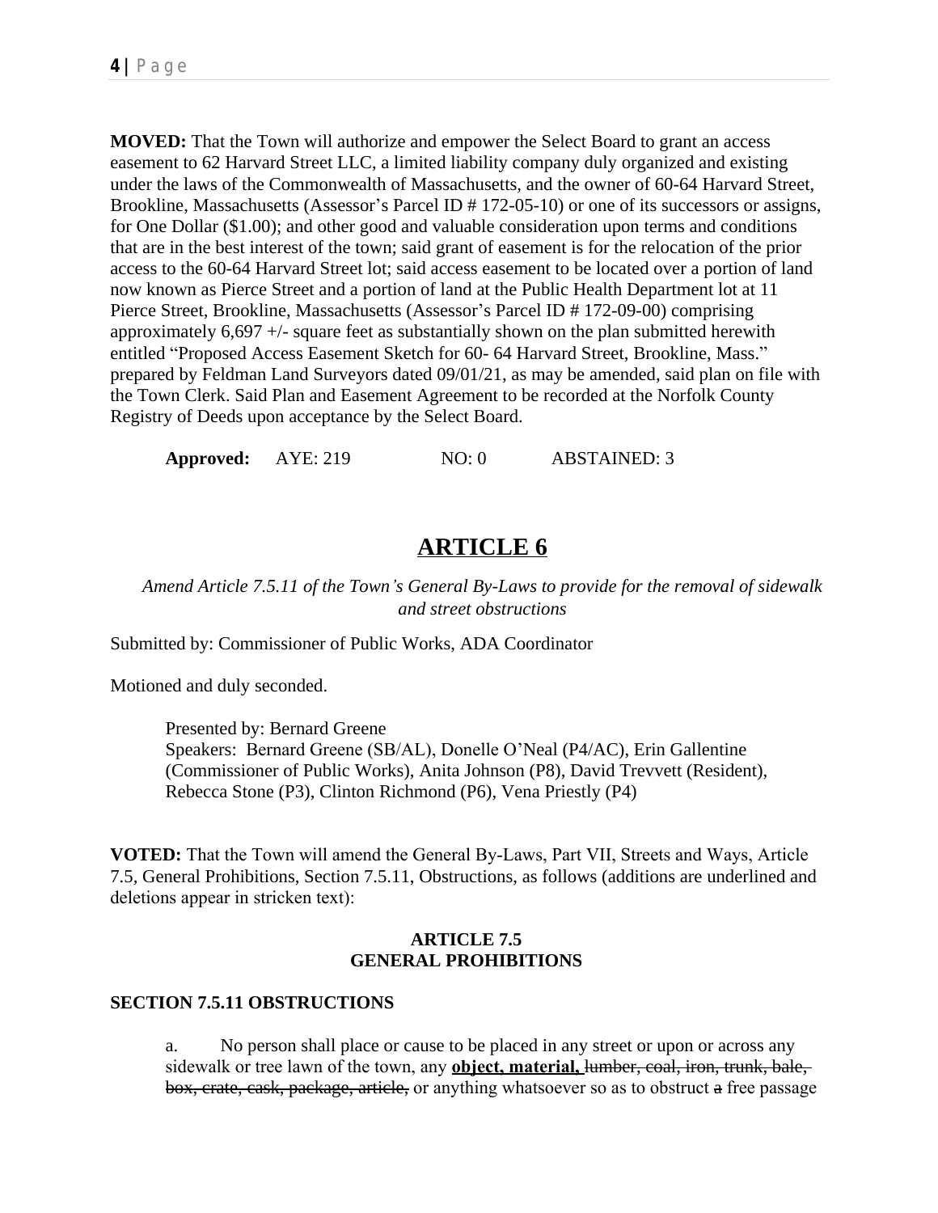**MOVED:** That the Town will authorize and empower the Select Board to grant an access easement to 62 Harvard Street LLC, a limited liability company duly organized and existing under the laws of the Commonwealth of Massachusetts, and the owner of 60-64 Harvard Street, Brookline, Massachusetts (Assessor's Parcel ID # 172-05-10) or one of its successors or assigns, for One Dollar ($1.00); and other good and valuable consideration upon terms and conditions that are in the best interest of the town; said grant of easement is for the relocation of the prior access to the 60-64 Harvard Street lot; said access easement to be located over a portion of land now known as Pierce Street and a portion of land at the Public Health Department lot at 11 Pierce Street, Brookline, Massachusetts (Assessor's Parcel ID # 172-09-00) comprising approximately 6,697 +/- square feet as substantially shown on the plan submitted herewith entitled "Proposed Access Easement Sketch for 60- 64 Harvard Street, Brookline, Mass." prepared by Feldman Land Surveyors dated 09/01/21, as may be amended, said plan on file with the Town Clerk. Said Plan and Easement Agreement to be recorded at the Norfolk County Registry of Deeds upon acceptance by the Select Board.

**Approved:** AYE: 219 NO: 0 ABSTAINED: 3

# ARTICLE 6

*Amend Article 7.5.11 of the Town's General By-Laws to provide for the removal of sidewalk and street obstructions*

Submitted by: Commissioner of Public Works, ADA Coordinator

Motioned and duly seconded.

Presented by: Bernard Greene
Speakers: Bernard Greene (SB/AL), Donelle O'Neal (P4/AC), Erin Gallentine (Commissioner of Public Works), Anita Johnson (P8), David Trevvett (Resident), Rebecca Stone (P3), Clinton Richmond (P6), Vena Priestly (P4)

**VOTED:** That the Town will amend the General By-Laws, Part VII, Streets and Ways, Article 7.5, General Prohibitions, Section 7.5.11, Obstructions, as follows (additions are underlined and deletions appear in stricken text):

**ARTICLE 7.5**
**GENERAL PROHIBITIONS**

**SECTION 7.5.11 OBSTRUCTIONS**

a. No person shall place or cause to be placed in any street or upon or across any sidewalk or tree lawn of the town, any <u>**object, material,**</u> ~~lumber, coal, iron, trunk, bale, box, crate, cask, package, article,~~ or anything whatsoever so as to obstruct ~~a~~ free passage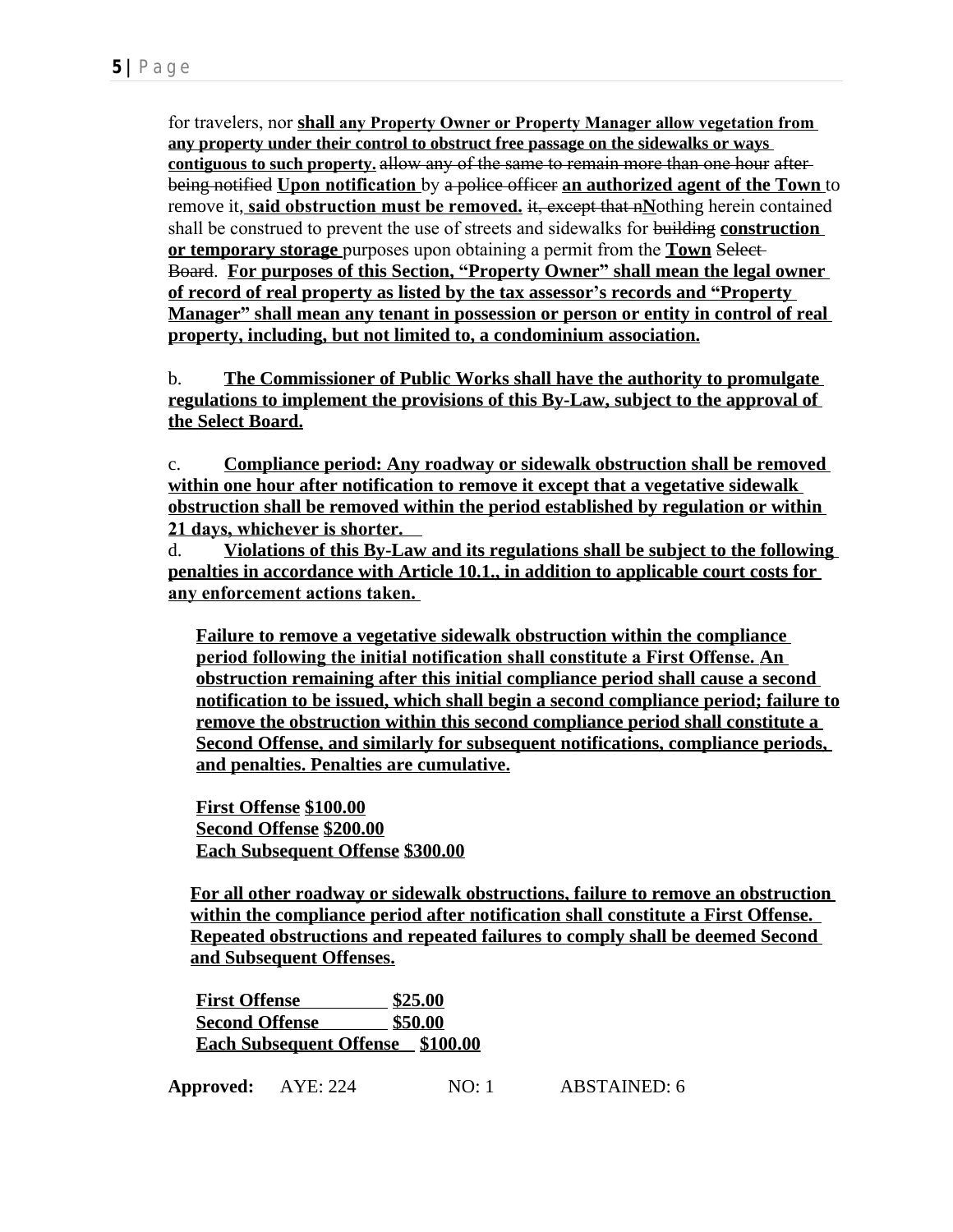for travelers, nor **shall any Property Owner or Property Manager allow vegetation from any property under their control to obstruct free passage on the sidewalks or ways contiguous to such property.** ~~allow any of the same to remain more than one hour after being notified~~ **Upon notification** by ~~a police officer~~ **an authorized agent of the Town** to remove it, **said obstruction must be removed.** ~~it, except that n~~**N**othing herein contained shall be construed to prevent the use of streets and sidewalks for ~~building~~ **construction or temporary storage** purposes upon obtaining a permit from the **Town** ~~Select Board~~. **For purposes of this Section, "Property Owner" shall mean the legal owner of record of real property as listed by the tax assessor's records and "Property Manager" shall mean any tenant in possession or person or entity in control of real property, including, but not limited to, a condominium association.**

b. **The Commissioner of Public Works shall have the authority to promulgate regulations to implement the provisions of this By-Law, subject to the approval of the Select Board.**

c. **Compliance period: Any roadway or sidewalk obstruction shall be removed within one hour after notification to remove it except that a vegetative sidewalk obstruction shall be removed within the period established by regulation or within 21 days, whichever is shorter.**

d. **Violations of this By-Law and its regulations shall be subject to the following penalties in accordance with Article 10.1., in addition to applicable court costs for any enforcement actions taken.**

**Failure to remove a vegetative sidewalk obstruction within the compliance period following the initial notification shall constitute a First Offense. An obstruction remaining after this initial compliance period shall cause a second notification to be issued, which shall begin a second compliance period; failure to remove the obstruction within this second compliance period shall constitute a Second Offense, and similarly for subsequent notifications, compliance periods, and penalties. Penalties are cumulative.**

**First Offense $100.00**
**Second Offense $200.00**
**Each Subsequent Offense $300.00**

**For all other roadway or sidewalk obstructions, failure to remove an obstruction within the compliance period after notification shall constitute a First Offense. Repeated obstructions and repeated failures to comply shall be deemed Second and Subsequent Offenses.**

| | |
|---|---|
| **First Offense** | **$25.00** |
| **Second Offense** | **$50.00** |
| **Each Subsequent Offense** | **$100.00** |

**Approved:** AYE: 224 NO: 1 ABSTAINED: 6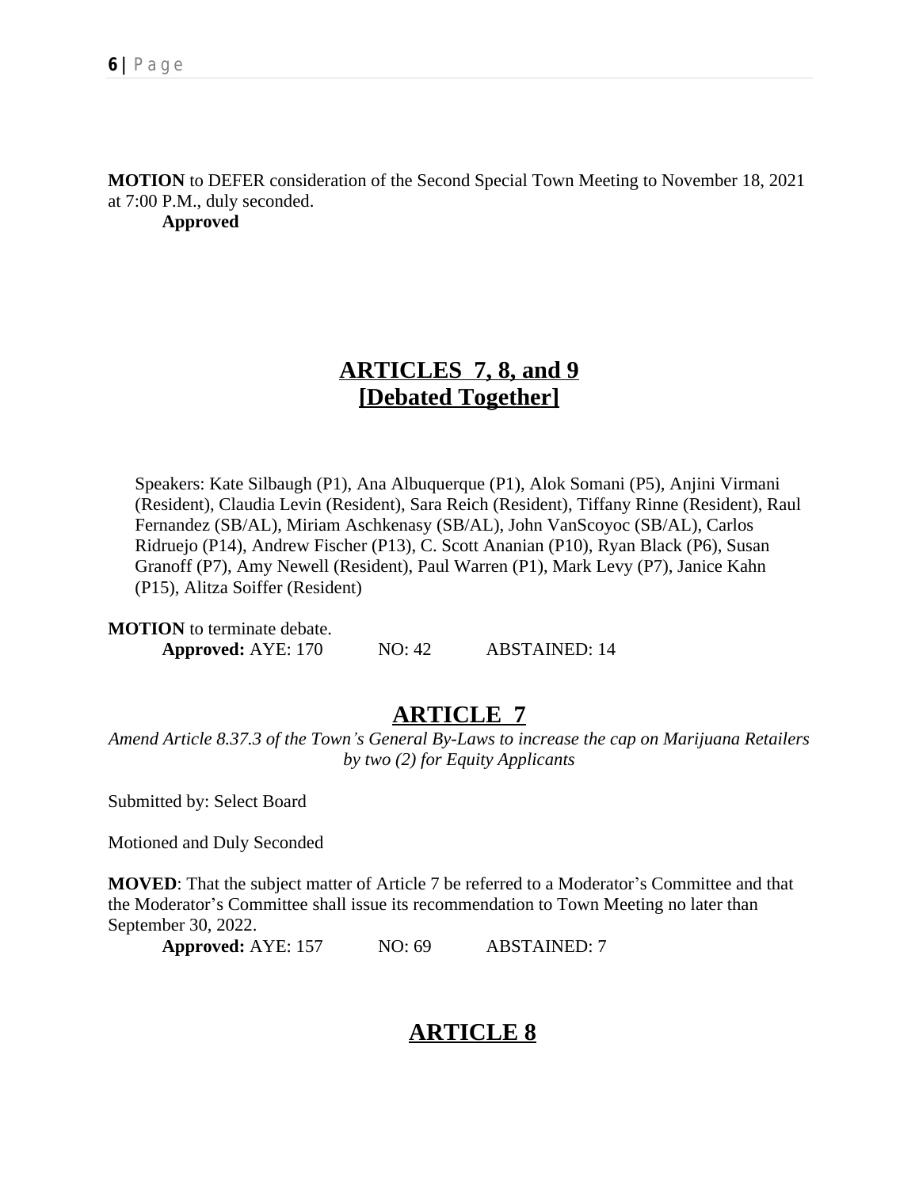**MOTION** to DEFER consideration of the Second Special Town Meeting to November 18, 2021 at 7:00 P.M., duly seconded.

**Approved**

## ARTICLES 7, 8, and 9 [Debated Together]

Speakers: Kate Silbaugh (P1), Ana Albuquerque (P1), Alok Somani (P5), Anjini Virmani (Resident), Claudia Levin (Resident), Sara Reich (Resident), Tiffany Rinne (Resident), Raul Fernandez (SB/AL), Miriam Aschkenasy (SB/AL), John VanScoyoc (SB/AL), Carlos Ridruejo (P14), Andrew Fischer (P13), C. Scott Ananian (P10), Ryan Black (P6), Susan Granoff (P7), Amy Newell (Resident), Paul Warren (P1), Mark Levy (P7), Janice Kahn (P15), Alitza Soiffer (Resident)

**MOTION** to terminate debate.

**Approved:** AYE: 170 NO: 42 ABSTAINED: 14

## ARTICLE 7

*Amend Article 8.37.3 of the Town's General By-Laws to increase the cap on Marijuana Retailers by two (2) for Equity Applicants*

Submitted by: Select Board

Motioned and Duly Seconded

**MOVED**: That the subject matter of Article 7 be referred to a Moderator's Committee and that the Moderator's Committee shall issue its recommendation to Town Meeting no later than September 30, 2022.

**Approved:** AYE: 157 NO: 69 ABSTAINED: 7

## ARTICLE 8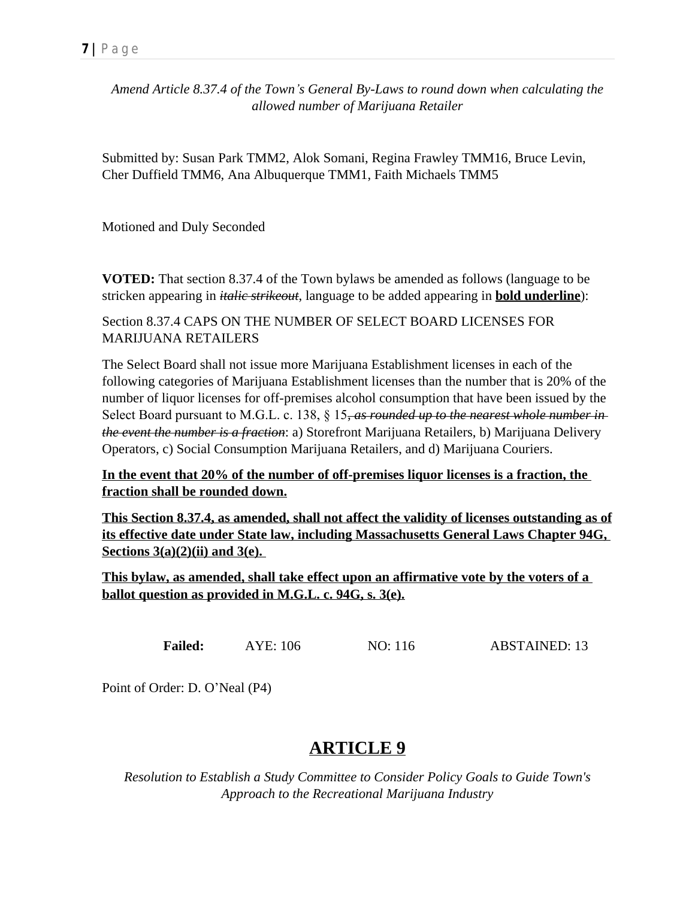*Amend Article 8.37.4 of the Town's General By-Laws to round down when calculating the allowed number of Marijuana Retailer*

Submitted by: Susan Park TMM2, Alok Somani, Regina Frawley TMM16, Bruce Levin, Cher Duffield TMM6, Ana Albuquerque TMM1, Faith Michaels TMM5

Motioned and Duly Seconded

**VOTED:** That section 8.37.4 of the Town bylaws be amended as follows (language to be stricken appearing in ~~*italic strikeout*~~, language to be added appearing in **<u>bold underline</u>**):

Section 8.37.4 CAPS ON THE NUMBER OF SELECT BOARD LICENSES FOR MARIJUANA RETAILERS

The Select Board shall not issue more Marijuana Establishment licenses in each of the following categories of Marijuana Establishment licenses than the number that is 20% of the number of liquor licenses for off-premises alcohol consumption that have been issued by the Select Board pursuant to M.G.L. c. 138, § 15~~*, as rounded up to the nearest whole number in the event the number is a fraction*~~: a) Storefront Marijuana Retailers, b) Marijuana Delivery Operators, c) Social Consumption Marijuana Retailers, and d) Marijuana Couriers.

**<u>In the event that 20% of the number of off-premises liquor licenses is a fraction, the fraction shall be rounded down.</u>**

**<u>This Section 8.37.4, as amended, shall not affect the validity of licenses outstanding as of its effective date under State law, including Massachusetts General Laws Chapter 94G, Sections 3(a)(2)(ii) and 3(e).</u>**

**<u>This bylaw, as amended, shall take effect upon an affirmative vote by the voters of a ballot question as provided in M.G.L. c. 94G, s. 3(e).</u>**

**Failed:** AYE: 106 NO: 116 ABSTAINED: 13

Point of Order: D. O'Neal (P4)

## <u>ARTICLE 9</u>

*Resolution to Establish a Study Committee to Consider Policy Goals to Guide Town's Approach to the Recreational Marijuana Industry*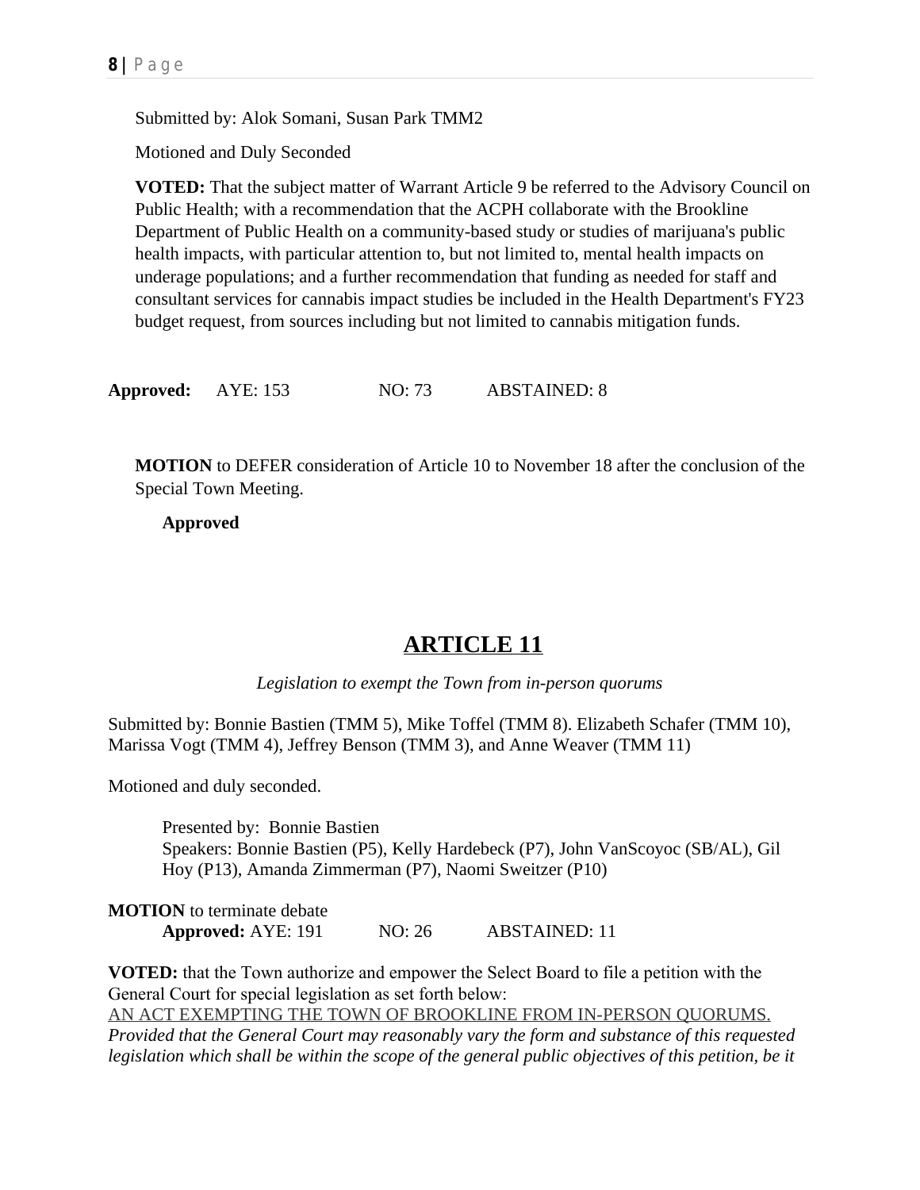Submitted by: Alok Somani, Susan Park TMM2

Motioned and Duly Seconded

**VOTED:** That the subject matter of Warrant Article 9 be referred to the Advisory Council on Public Health; with a recommendation that the ACPH collaborate with the Brookline Department of Public Health on a community-based study or studies of marijuana's public health impacts, with particular attention to, but not limited to, mental health impacts on underage populations; and a further recommendation that funding as needed for staff and consultant services for cannabis impact studies be included in the Health Department's FY23 budget request, from sources including but not limited to cannabis mitigation funds.

**Approved:** AYE: 153 NO: 73 ABSTAINED: 8

**MOTION** to DEFER consideration of Article 10 to November 18 after the conclusion of the Special Town Meeting.

**Approved**

# ARTICLE 11

*Legislation to exempt the Town from in-person quorums*

Submitted by: Bonnie Bastien (TMM 5), Mike Toffel (TMM 8). Elizabeth Schafer (TMM 10), Marissa Vogt (TMM 4), Jeffrey Benson (TMM 3), and Anne Weaver (TMM 11)

Motioned and duly seconded.

Presented by: Bonnie Bastien
Speakers: Bonnie Bastien (P5), Kelly Hardebeck (P7), John VanScoyoc (SB/AL), Gil Hoy (P13), Amanda Zimmerman (P7), Naomi Sweitzer (P10)

**MOTION** to terminate debate
**Approved:** AYE: 191 NO: 26 ABSTAINED: 11

**VOTED:** that the Town authorize and empower the Select Board to file a petition with the General Court for special legislation as set forth below:
<u>AN ACT EXEMPTING THE TOWN OF BROOKLINE FROM IN-PERSON QUORUMS.</u>
*Provided that the General Court may reasonably vary the form and substance of this requested legislation which shall be within the scope of the general public objectives of this petition, be it*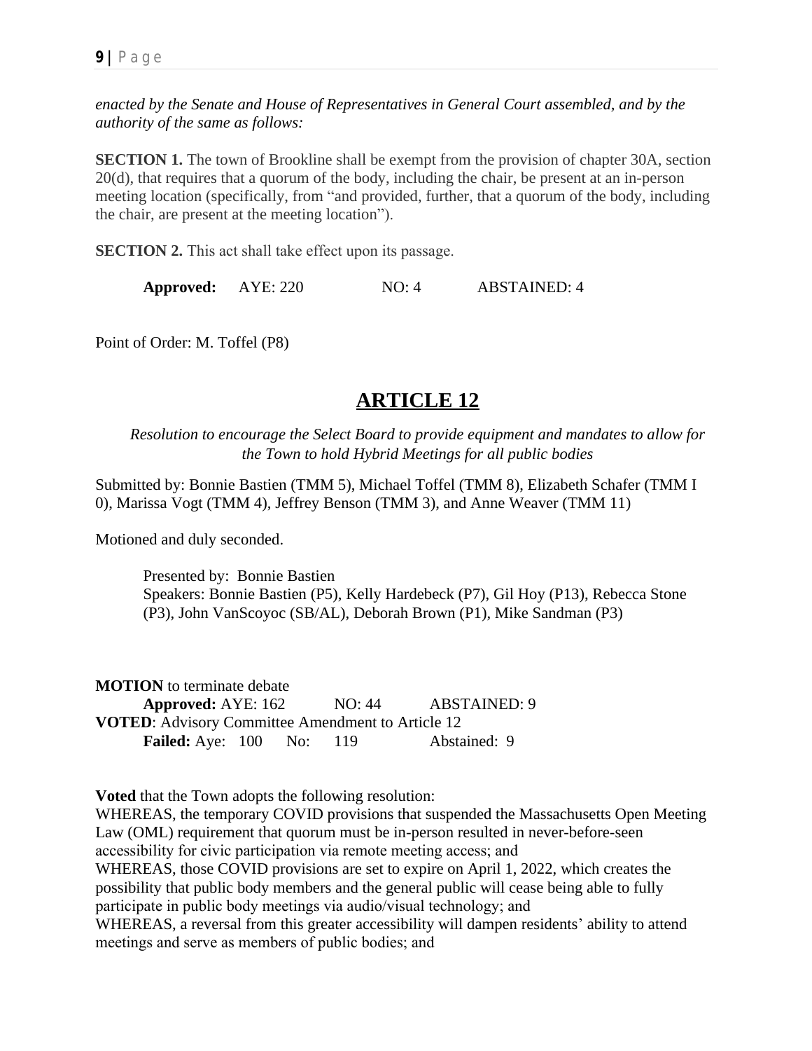*enacted by the Senate and House of Representatives in General Court assembled, and by the authority of the same as follows:*

**SECTION 1.** The town of Brookline shall be exempt from the provision of chapter 30A, section 20(d), that requires that a quorum of the body, including the chair, be present at an in-person meeting location (specifically, from "and provided, further, that a quorum of the body, including the chair, are present at the meeting location").

**SECTION 2.** This act shall take effect upon its passage.

**Approved:** AYE: 220 NO: 4 ABSTAINED: 4

Point of Order: M. Toffel (P8)

# ARTICLE 12

*Resolution to encourage the Select Board to provide equipment and mandates to allow for the Town to hold Hybrid Meetings for all public bodies*

Submitted by: Bonnie Bastien (TMM 5), Michael Toffel (TMM 8), Elizabeth Schafer (TMM I 0), Marissa Vogt (TMM 4), Jeffrey Benson (TMM 3), and Anne Weaver (TMM 11)

Motioned and duly seconded.

Presented by: Bonnie Bastien
Speakers: Bonnie Bastien (P5), Kelly Hardebeck (P7), Gil Hoy (P13), Rebecca Stone (P3), John VanScoyoc (SB/AL), Deborah Brown (P1), Mike Sandman (P3)

**MOTION** to terminate debate
**Approved:** AYE: 162 NO: 44 ABSTAINED: 9
**VOTED**: Advisory Committee Amendment to Article 12
**Failed:** Aye: 100 No: 119 Abstained: 9

**Voted** that the Town adopts the following resolution:
WHEREAS, the temporary COVID provisions that suspended the Massachusetts Open Meeting Law (OML) requirement that quorum must be in-person resulted in never-before-seen accessibility for civic participation via remote meeting access; and
WHEREAS, those COVID provisions are set to expire on April 1, 2022, which creates the possibility that public body members and the general public will cease being able to fully participate in public body meetings via audio/visual technology; and
WHEREAS, a reversal from this greater accessibility will dampen residents' ability to attend meetings and serve as members of public bodies; and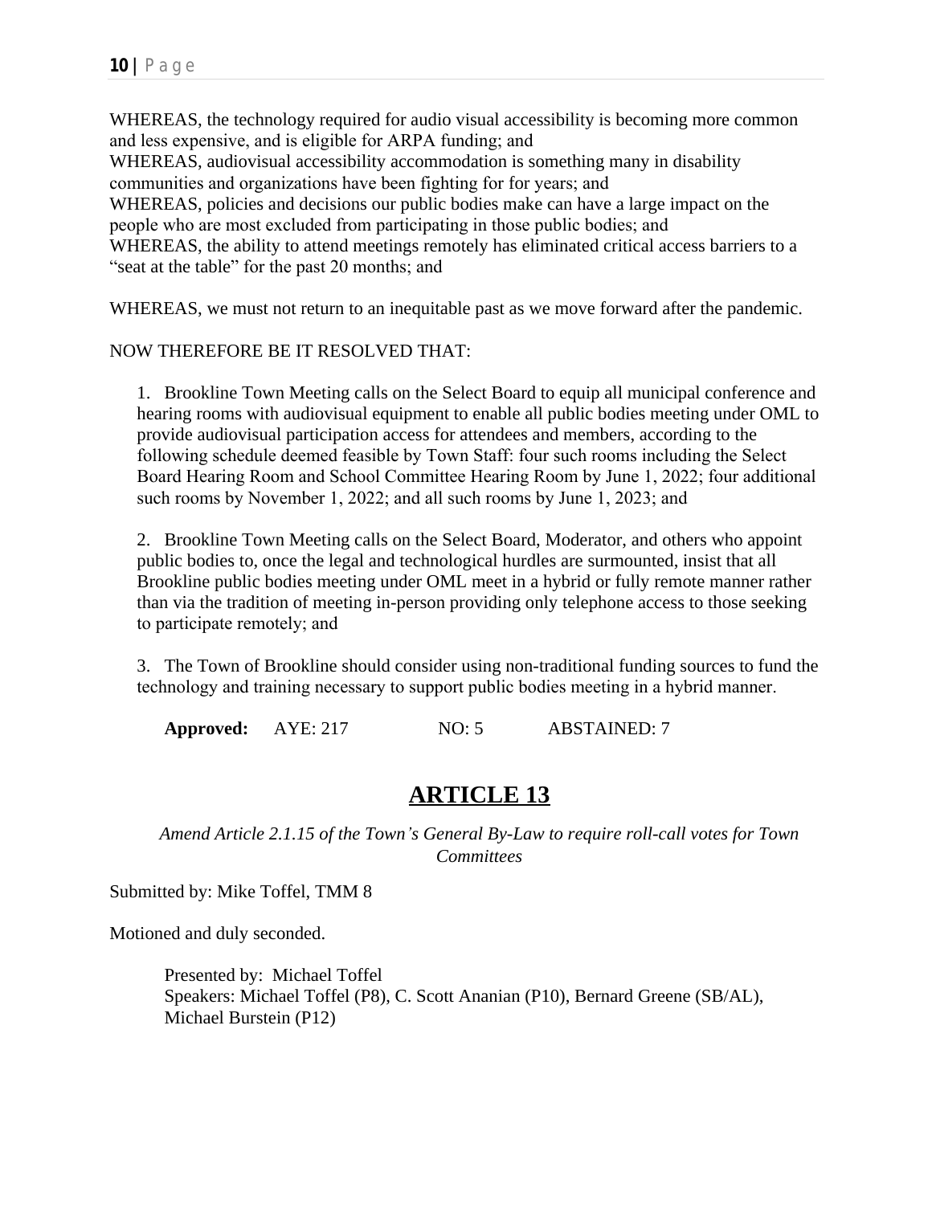WHEREAS, the technology required for audio visual accessibility is becoming more common and less expensive, and is eligible for ARPA funding; and
WHEREAS, audiovisual accessibility accommodation is something many in disability communities and organizations have been fighting for for years; and
WHEREAS, policies and decisions our public bodies make can have a large impact on the people who are most excluded from participating in those public bodies; and
WHEREAS, the ability to attend meetings remotely has eliminated critical access barriers to a "seat at the table" for the past 20 months; and

WHEREAS, we must not return to an inequitable past as we move forward after the pandemic.

NOW THEREFORE BE IT RESOLVED THAT:

1. Brookline Town Meeting calls on the Select Board to equip all municipal conference and hearing rooms with audiovisual equipment to enable all public bodies meeting under OML to provide audiovisual participation access for attendees and members, according to the following schedule deemed feasible by Town Staff: four such rooms including the Select Board Hearing Room and School Committee Hearing Room by June 1, 2022; four additional such rooms by November 1, 2022; and all such rooms by June 1, 2023; and

2. Brookline Town Meeting calls on the Select Board, Moderator, and others who appoint public bodies to, once the legal and technological hurdles are surmounted, insist that all Brookline public bodies meeting under OML meet in a hybrid or fully remote manner rather than via the tradition of meeting in-person providing only telephone access to those seeking to participate remotely; and

3. The Town of Brookline should consider using non-traditional funding sources to fund the technology and training necessary to support public bodies meeting in a hybrid manner.

**Approved:** AYE: 217 NO: 5 ABSTAINED: 7

## ARTICLE 13

*Amend Article 2.1.15 of the Town's General By-Law to require roll-call votes for Town Committees*

Submitted by: Mike Toffel, TMM 8

Motioned and duly seconded.

Presented by: Michael Toffel
Speakers: Michael Toffel (P8), C. Scott Ananian (P10), Bernard Greene (SB/AL), Michael Burstein (P12)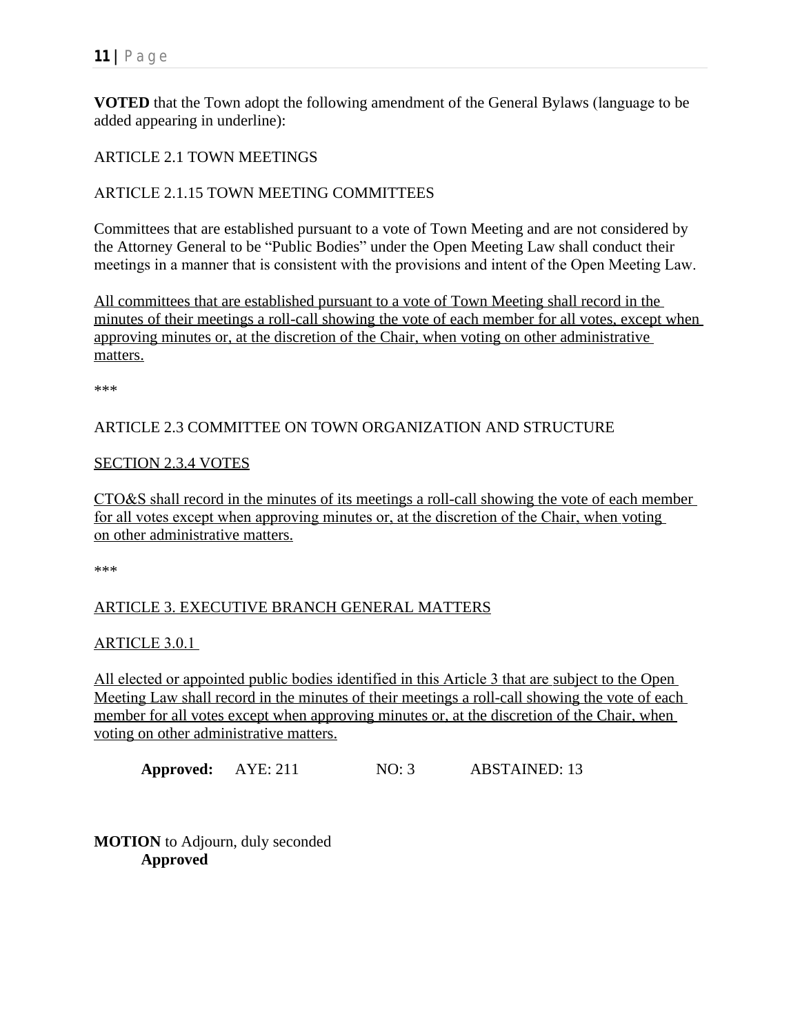**VOTED** that the Town adopt the following amendment of the General Bylaws (language to be added appearing in underline):

ARTICLE 2.1 TOWN MEETINGS

ARTICLE 2.1.15 TOWN MEETING COMMITTEES

Committees that are established pursuant to a vote of Town Meeting and are not considered by the Attorney General to be "Public Bodies" under the Open Meeting Law shall conduct their meetings in a manner that is consistent with the provisions and intent of the Open Meeting Law.

<u>All committees that are established pursuant to a vote of Town Meeting shall record in the minutes of their meetings a roll-call showing the vote of each member for all votes, except when approving minutes or, at the discretion of the Chair, when voting on other administrative matters.</u>

***

ARTICLE 2.3 COMMITTEE ON TOWN ORGANIZATION AND STRUCTURE

<u>SECTION 2.3.4 VOTES</u>

<u>CTO&S shall record in the minutes of its meetings a roll-call showing the vote of each member for all votes except when approving minutes or, at the discretion of the Chair, when voting on other administrative matters.</u>

***

<u>ARTICLE 3. EXECUTIVE BRANCH GENERAL MATTERS</u>

<u>ARTICLE 3.0.1</u>

<u>All elected or appointed public bodies identified in this Article 3 that are subject to the Open Meeting Law shall record in the minutes of their meetings a roll-call showing the vote of each member for all votes except when approving minutes or, at the discretion of the Chair, when voting on other administrative matters.</u>

**Approved:** AYE: 211 NO: 3 ABSTAINED: 13

**MOTION** to Adjourn, duly seconded
**Approved**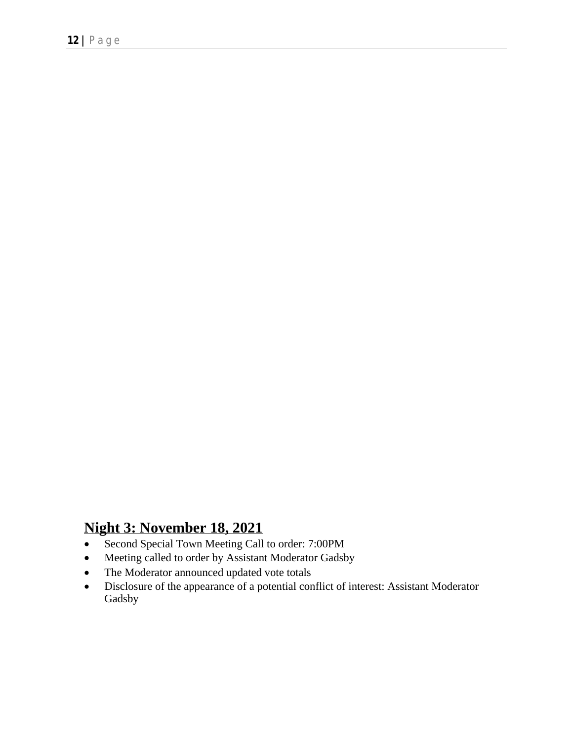## Night 3: November 18, 2021

- Second Special Town Meeting Call to order: 7:00PM
- Meeting called to order by Assistant Moderator Gadsby
- The Moderator announced updated vote totals
- Disclosure of the appearance of a potential conflict of interest: Assistant Moderator Gadsby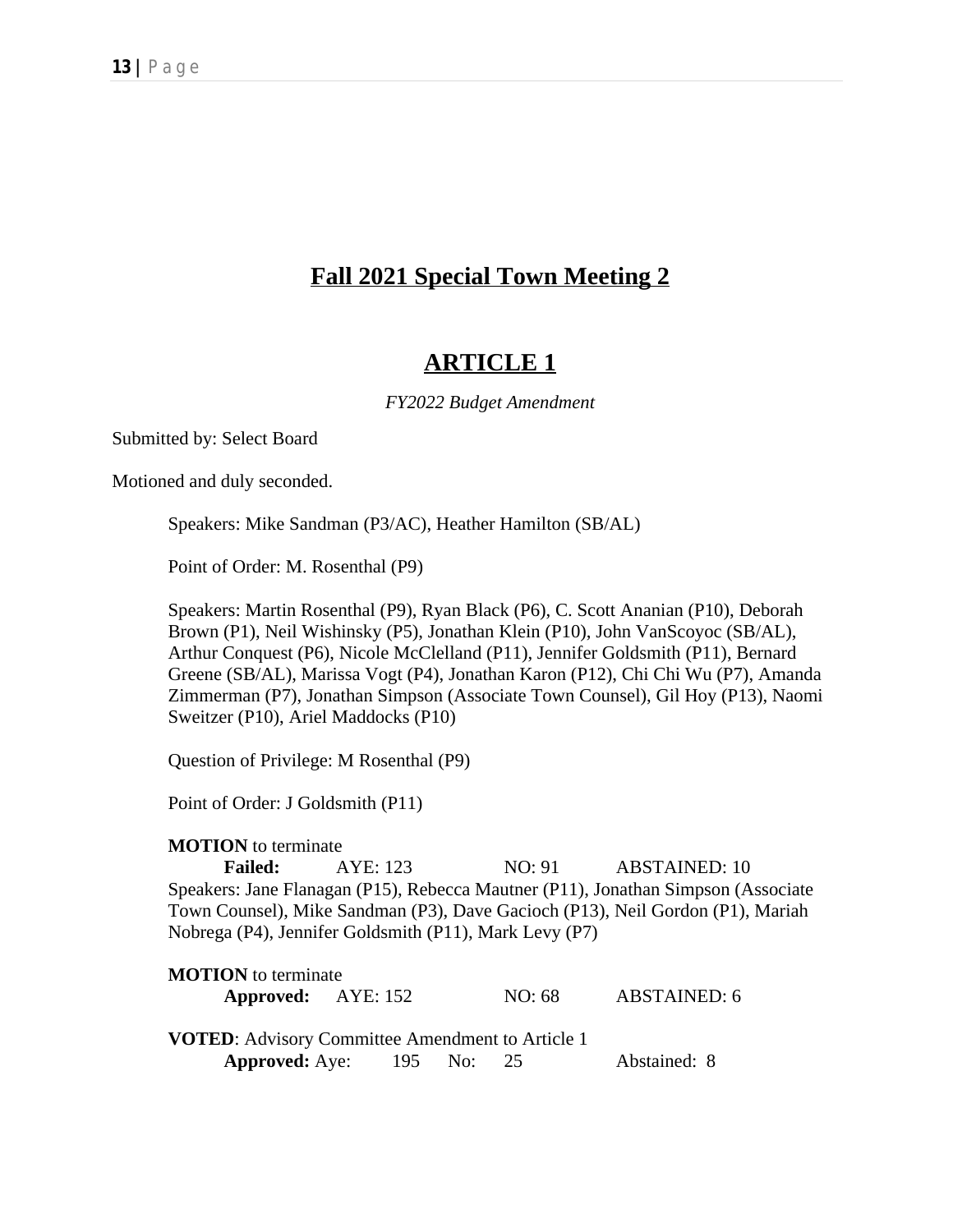# Fall 2021 Special Town Meeting 2

## ARTICLE 1

*FY2022 Budget Amendment*

Submitted by: Select Board

Motioned and duly seconded.

Speakers: Mike Sandman (P3/AC), Heather Hamilton (SB/AL)

Point of Order: M. Rosenthal (P9)

Speakers: Martin Rosenthal (P9), Ryan Black (P6), C. Scott Ananian (P10), Deborah Brown (P1), Neil Wishinsky (P5), Jonathan Klein (P10), John VanScoyoc (SB/AL), Arthur Conquest (P6), Nicole McClelland (P11), Jennifer Goldsmith (P11), Bernard Greene (SB/AL), Marissa Vogt (P4), Jonathan Karon (P12), Chi Chi Wu (P7), Amanda Zimmerman (P7), Jonathan Simpson (Associate Town Counsel), Gil Hoy (P13), Naomi Sweitzer (P10), Ariel Maddocks (P10)

Question of Privilege: M Rosenthal (P9)

Point of Order: J Goldsmith (P11)

**MOTION** to terminate

**Failed:** AYE: 123 NO: 91 ABSTAINED: 10

Speakers: Jane Flanagan (P15), Rebecca Mautner (P11), Jonathan Simpson (Associate Town Counsel), Mike Sandman (P3), Dave Gacioch (P13), Neil Gordon (P1), Mariah Nobrega (P4), Jennifer Goldsmith (P11), Mark Levy (P7)

**MOTION** to terminate

**Approved:** AYE: 152 NO: 68 ABSTAINED: 6

**VOTED**: Advisory Committee Amendment to Article 1

**Approved:** Aye: 195 No: 25 Abstained: 8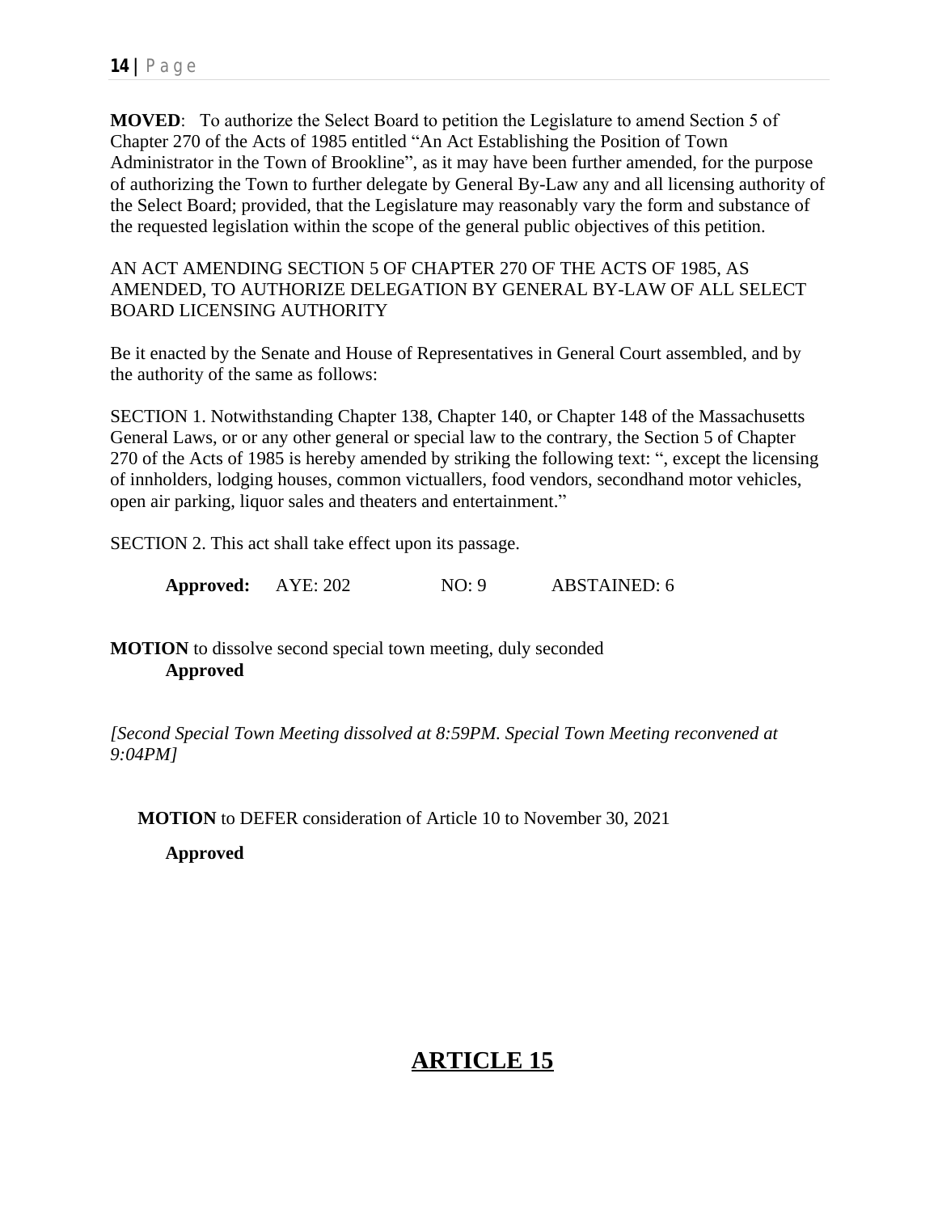**MOVED**: To authorize the Select Board to petition the Legislature to amend Section 5 of Chapter 270 of the Acts of 1985 entitled "An Act Establishing the Position of Town Administrator in the Town of Brookline", as it may have been further amended, for the purpose of authorizing the Town to further delegate by General By-Law any and all licensing authority of the Select Board; provided, that the Legislature may reasonably vary the form and substance of the requested legislation within the scope of the general public objectives of this petition.

AN ACT AMENDING SECTION 5 OF CHAPTER 270 OF THE ACTS OF 1985, AS AMENDED, TO AUTHORIZE DELEGATION BY GENERAL BY-LAW OF ALL SELECT BOARD LICENSING AUTHORITY

Be it enacted by the Senate and House of Representatives in General Court assembled, and by the authority of the same as follows:

SECTION 1. Notwithstanding Chapter 138, Chapter 140, or Chapter 148 of the Massachusetts General Laws, or or any other general or special law to the contrary, the Section 5 of Chapter 270 of the Acts of 1985 is hereby amended by striking the following text: ", except the licensing of innholders, lodging houses, common victuallers, food vendors, secondhand motor vehicles, open air parking, liquor sales and theaters and entertainment."

SECTION 2. This act shall take effect upon its passage.

**Approved:** AYE: 202 NO: 9 ABSTAINED: 6

**MOTION** to dissolve second special town meeting, duly seconded

**Approved**

*[Second Special Town Meeting dissolved at 8:59PM. Special Town Meeting reconvened at 9:04PM]*

**MOTION** to DEFER consideration of Article 10 to November 30, 2021

**Approved**

## ARTICLE 15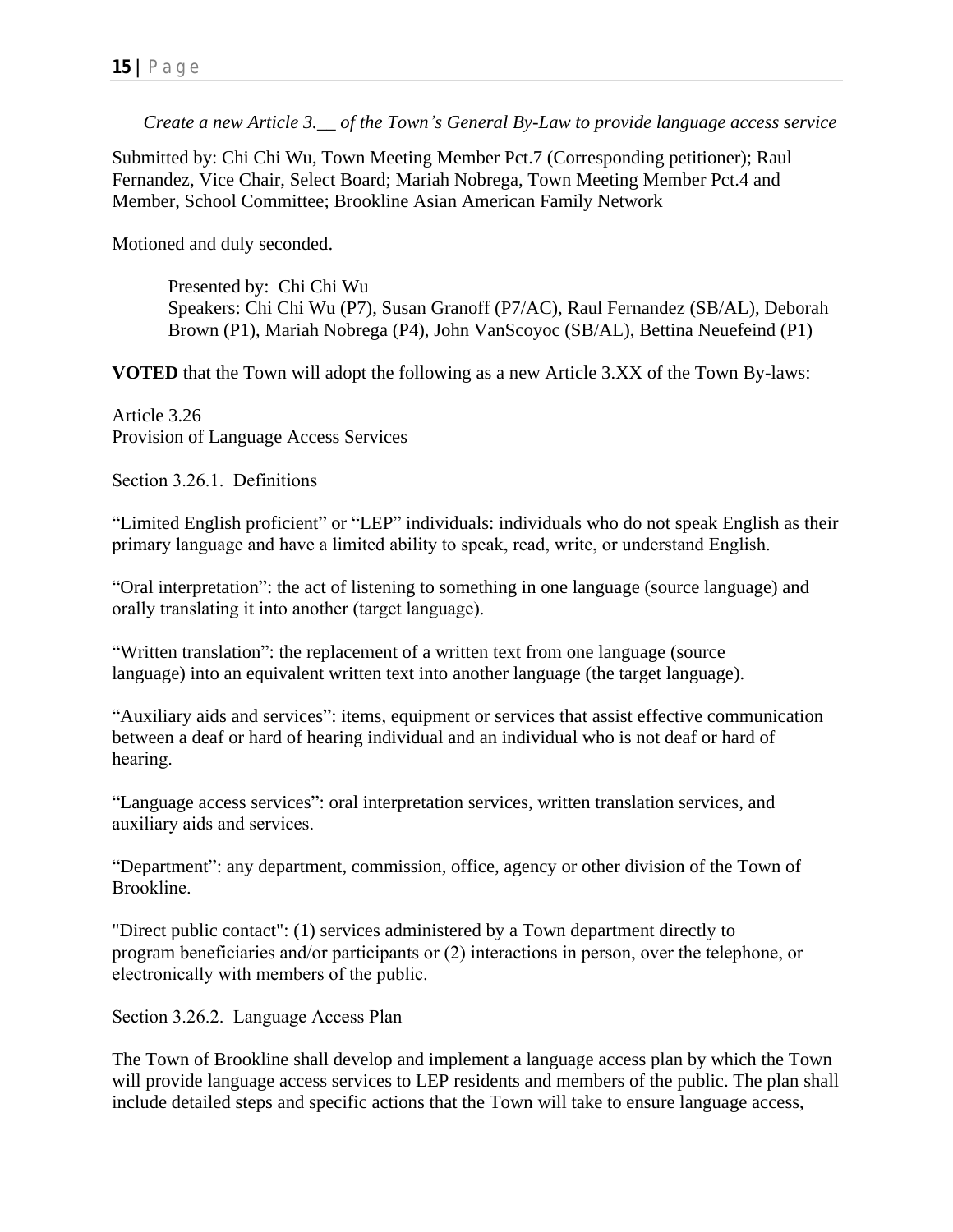*Create a new Article 3.__ of the Town's General By-Law to provide language access service*

Submitted by: Chi Chi Wu, Town Meeting Member Pct.7 (Corresponding petitioner); Raul Fernandez, Vice Chair, Select Board; Mariah Nobrega, Town Meeting Member Pct.4 and Member, School Committee; Brookline Asian American Family Network

Motioned and duly seconded.

Presented by: Chi Chi Wu
Speakers: Chi Chi Wu (P7), Susan Granoff (P7/AC), Raul Fernandez (SB/AL), Deborah Brown (P1), Mariah Nobrega (P4), John VanScoyoc (SB/AL), Bettina Neuefeind (P1)

**VOTED** that the Town will adopt the following as a new Article 3.XX of the Town By-laws:

Article 3.26
Provision of Language Access Services

Section 3.26.1. Definitions

"Limited English proficient" or "LEP" individuals: individuals who do not speak English as their primary language and have a limited ability to speak, read, write, or understand English.

"Oral interpretation": the act of listening to something in one language (source language) and orally translating it into another (target language).

"Written translation": the replacement of a written text from one language (source language) into an equivalent written text into another language (the target language).

"Auxiliary aids and services": items, equipment or services that assist effective communication between a deaf or hard of hearing individual and an individual who is not deaf or hard of hearing.

"Language access services": oral interpretation services, written translation services, and auxiliary aids and services.

"Department": any department, commission, office, agency or other division of the Town of Brookline.

"Direct public contact": (1) services administered by a Town department directly to program beneficiaries and/or participants or (2) interactions in person, over the telephone, or electronically with members of the public.

Section 3.26.2. Language Access Plan

The Town of Brookline shall develop and implement a language access plan by which the Town will provide language access services to LEP residents and members of the public. The plan shall include detailed steps and specific actions that the Town will take to ensure language access,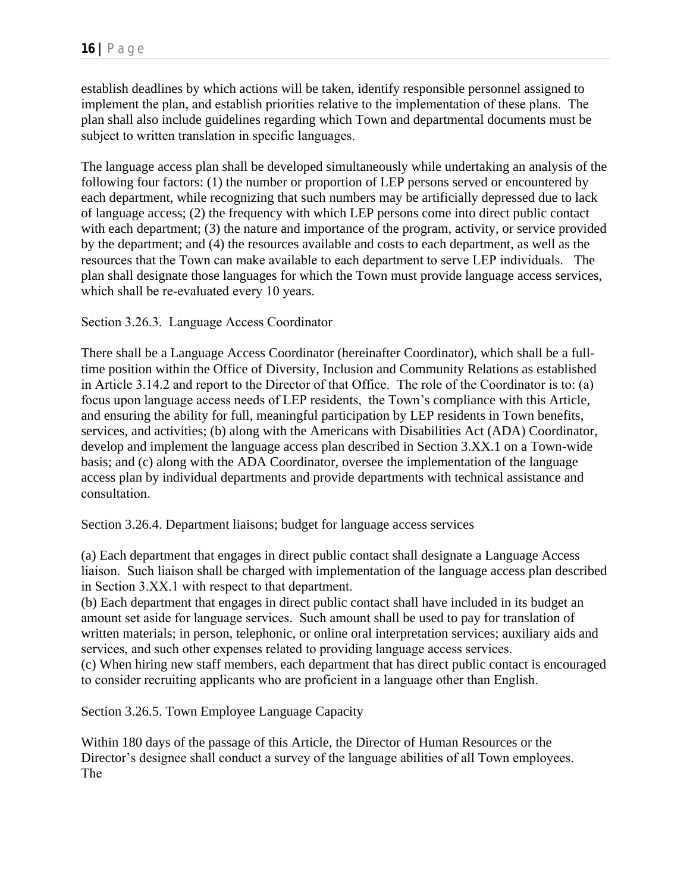establish deadlines by which actions will be taken, identify responsible personnel assigned to implement the plan, and establish priorities relative to the implementation of these plans. The plan shall also include guidelines regarding which Town and departmental documents must be subject to written translation in specific languages.

The language access plan shall be developed simultaneously while undertaking an analysis of the following four factors: (1) the number or proportion of LEP persons served or encountered by each department, while recognizing that such numbers may be artificially depressed due to lack of language access; (2) the frequency with which LEP persons come into direct public contact with each department; (3) the nature and importance of the program, activity, or service provided by the department; and (4) the resources available and costs to each department, as well as the resources that the Town can make available to each department to serve LEP individuals. The plan shall designate those languages for which the Town must provide language access services, which shall be re-evaluated every 10 years.

Section 3.26.3. Language Access Coordinator

There shall be a Language Access Coordinator (hereinafter Coordinator), which shall be a full-time position within the Office of Diversity, Inclusion and Community Relations as established in Article 3.14.2 and report to the Director of that Office. The role of the Coordinator is to: (a) focus upon language access needs of LEP residents, the Town's compliance with this Article, and ensuring the ability for full, meaningful participation by LEP residents in Town benefits, services, and activities; (b) along with the Americans with Disabilities Act (ADA) Coordinator, develop and implement the language access plan described in Section 3.XX.1 on a Town-wide basis; and (c) along with the ADA Coordinator, oversee the implementation of the language access plan by individual departments and provide departments with technical assistance and consultation.

Section 3.26.4. Department liaisons; budget for language access services

(a) Each department that engages in direct public contact shall designate a Language Access liaison. Such liaison shall be charged with implementation of the language access plan described in Section 3.XX.1 with respect to that department.
(b) Each department that engages in direct public contact shall have included in its budget an amount set aside for language services. Such amount shall be used to pay for translation of written materials; in person, telephonic, or online oral interpretation services; auxiliary aids and services, and such other expenses related to providing language access services.
(c) When hiring new staff members, each department that has direct public contact is encouraged to consider recruiting applicants who are proficient in a language other than English.

Section 3.26.5. Town Employee Language Capacity

Within 180 days of the passage of this Article, the Director of Human Resources or the Director's designee shall conduct a survey of the language abilities of all Town employees. The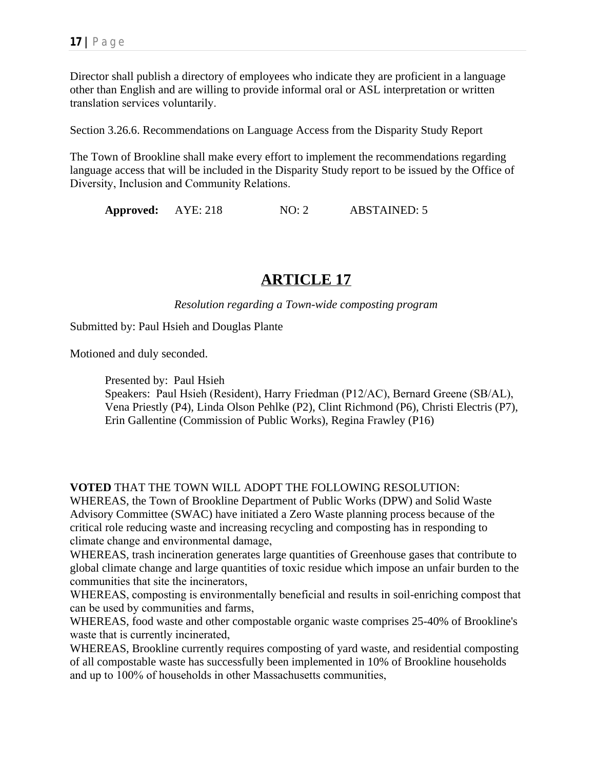Director shall publish a directory of employees who indicate they are proficient in a language other than English and are willing to provide informal oral or ASL interpretation or written translation services voluntarily.

Section 3.26.6. Recommendations on Language Access from the Disparity Study Report

The Town of Brookline shall make every effort to implement the recommendations regarding language access that will be included in the Disparity Study report to be issued by the Office of Diversity, Inclusion and Community Relations.

**Approved:** AYE: 218 NO: 2 ABSTAINED: 5

# ARTICLE 17

*Resolution regarding a Town-wide composting program*

Submitted by: Paul Hsieh and Douglas Plante

Motioned and duly seconded.

Presented by: Paul Hsieh
Speakers: Paul Hsieh (Resident), Harry Friedman (P12/AC), Bernard Greene (SB/AL), Vena Priestly (P4), Linda Olson Pehlke (P2), Clint Richmond (P6), Christi Electris (P7), Erin Gallentine (Commission of Public Works), Regina Frawley (P16)

**VOTED** THAT THE TOWN WILL ADOPT THE FOLLOWING RESOLUTION:
WHEREAS, the Town of Brookline Department of Public Works (DPW) and Solid Waste Advisory Committee (SWAC) have initiated a Zero Waste planning process because of the critical role reducing waste and increasing recycling and composting has in responding to climate change and environmental damage,
WHEREAS, trash incineration generates large quantities of Greenhouse gases that contribute to global climate change and large quantities of toxic residue which impose an unfair burden to the communities that site the incinerators,
WHEREAS, composting is environmentally beneficial and results in soil-enriching compost that can be used by communities and farms,
WHEREAS, food waste and other compostable organic waste comprises 25-40% of Brookline's waste that is currently incinerated,
WHEREAS, Brookline currently requires composting of yard waste, and residential composting of all compostable waste has successfully been implemented in 10% of Brookline households and up to 100% of households in other Massachusetts communities,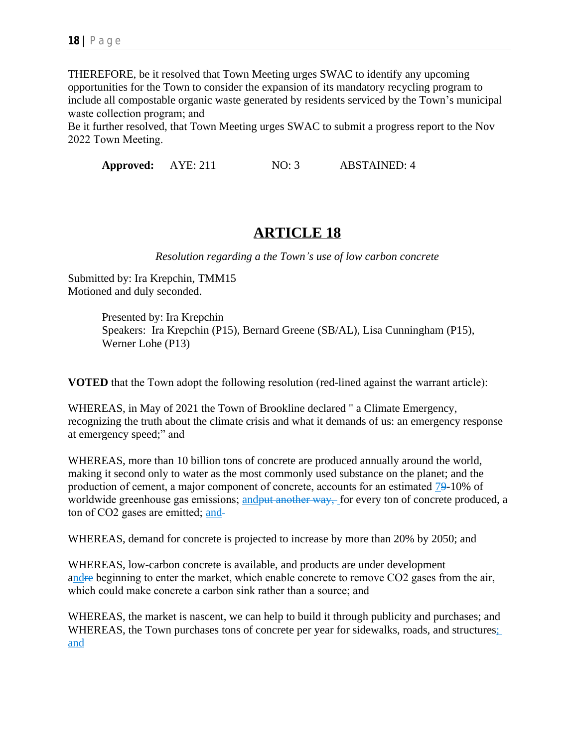THEREFORE, be it resolved that Town Meeting urges SWAC to identify any upcoming opportunities for the Town to consider the expansion of its mandatory recycling program to include all compostable organic waste generated by residents serviced by the Town's municipal waste collection program; and
Be it further resolved, that Town Meeting urges SWAC to submit a progress report to the Nov 2022 Town Meeting.

**Approved:** AYE: 211 NO: 3 ABSTAINED: 4

# ARTICLE 18

*Resolution regarding a the Town's use of low carbon concrete*

Submitted by: Ira Krepchin, TMM15
Motioned and duly seconded.

Presented by: Ira Krepchin
Speakers: Ira Krepchin (P15), Bernard Greene (SB/AL), Lisa Cunningham (P15), Werner Lohe (P13)

**VOTED** that the Town adopt the following resolution (red-lined against the warrant article):

WHEREAS, in May of 2021 the Town of Brookline declared " a Climate Emergency, recognizing the truth about the climate crisis and what it demands of us: an emergency response at emergency speed;" and

WHEREAS, more than 10 billion tons of concrete are produced annually around the world, making it second only to water as the most commonly used substance on the planet; and the production of cement, a major component of concrete, accounts for an estimated 7~~9~~-10% of worldwide greenhouse gas emissions; and~~put another way,~~ for every ton of concrete produced, a ton of CO2 gases are emitted; and

WHEREAS, demand for concrete is projected to increase by more than 20% by 2050; and

WHEREAS, low-carbon concrete is available, and products are under development and~~re~~ beginning to enter the market, which enable concrete to remove CO2 gases from the air, which could make concrete a carbon sink rather than a source; and

WHEREAS, the market is nascent, we can help to build it through publicity and purchases; and
WHEREAS, the Town purchases tons of concrete per year for sidewalks, roads, and structures; and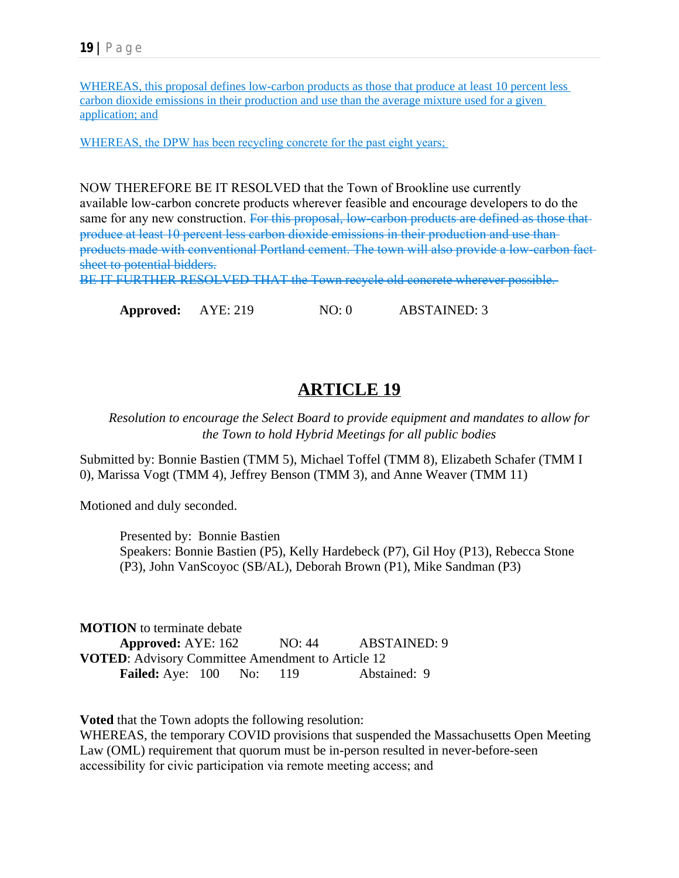WHEREAS, this proposal defines low-carbon products as those that produce at least 10 percent less carbon dioxide emissions in their production and use than the average mixture used for a given application; and

WHEREAS, the DPW has been recycling concrete for the past eight years;

NOW THEREFORE BE IT RESOLVED that the Town of Brookline use currently available low-carbon concrete products wherever feasible and encourage developers to do the same for any new construction. ~~For this proposal, low-carbon products are defined as those that produce at least 10 percent less carbon dioxide emissions in their production and use than products made with conventional Portland cement. The town will also provide a low-carbon fact sheet to potential bidders.~~
~~BE IT FURTHER RESOLVED THAT the Town recycle old concrete wherever possible.~~

**Approved:** AYE: 219 NO: 0 ABSTAINED: 3

## ARTICLE 19

*Resolution to encourage the Select Board to provide equipment and mandates to allow for the Town to hold Hybrid Meetings for all public bodies*

Submitted by: Bonnie Bastien (TMM 5), Michael Toffel (TMM 8), Elizabeth Schafer (TMM I 0), Marissa Vogt (TMM 4), Jeffrey Benson (TMM 3), and Anne Weaver (TMM 11)

Motioned and duly seconded.

Presented by: Bonnie Bastien
Speakers: Bonnie Bastien (P5), Kelly Hardebeck (P7), Gil Hoy (P13), Rebecca Stone (P3), John VanScoyoc (SB/AL), Deborah Brown (P1), Mike Sandman (P3)

**MOTION** to terminate debate
**Approved:** AYE: 162 NO: 44 ABSTAINED: 9
**VOTED**: Advisory Committee Amendment to Article 12
**Failed:** Aye: 100 No: 119 Abstained: 9

**Voted** that the Town adopts the following resolution:
WHEREAS, the temporary COVID provisions that suspended the Massachusetts Open Meeting Law (OML) requirement that quorum must be in-person resulted in never-before-seen accessibility for civic participation via remote meeting access; and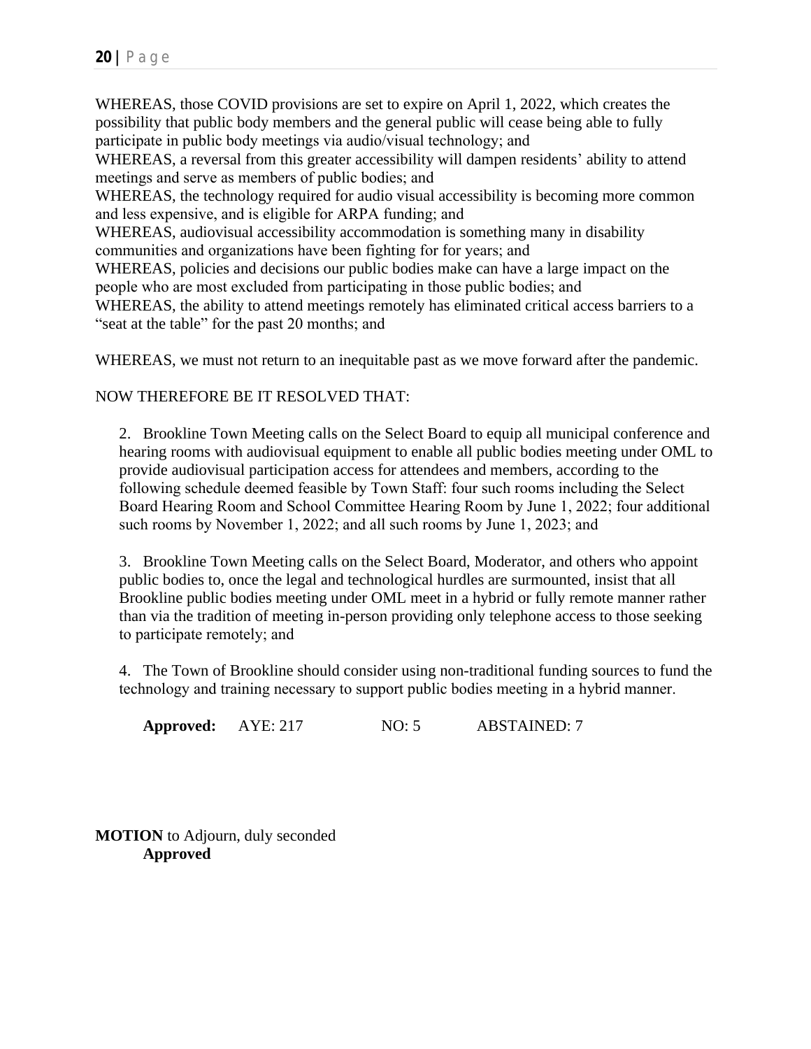WHEREAS, those COVID provisions are set to expire on April 1, 2022, which creates the possibility that public body members and the general public will cease being able to fully participate in public body meetings via audio/visual technology; and
WHEREAS, a reversal from this greater accessibility will dampen residents' ability to attend meetings and serve as members of public bodies; and
WHEREAS, the technology required for audio visual accessibility is becoming more common and less expensive, and is eligible for ARPA funding; and
WHEREAS, audiovisual accessibility accommodation is something many in disability communities and organizations have been fighting for for years; and
WHEREAS, policies and decisions our public bodies make can have a large impact on the people who are most excluded from participating in those public bodies; and
WHEREAS, the ability to attend meetings remotely has eliminated critical access barriers to a "seat at the table" for the past 20 months; and

WHEREAS, we must not return to an inequitable past as we move forward after the pandemic.

NOW THEREFORE BE IT RESOLVED THAT:

2. Brookline Town Meeting calls on the Select Board to equip all municipal conference and hearing rooms with audiovisual equipment to enable all public bodies meeting under OML to provide audiovisual participation access for attendees and members, according to the following schedule deemed feasible by Town Staff: four such rooms including the Select Board Hearing Room and School Committee Hearing Room by June 1, 2022; four additional such rooms by November 1, 2022; and all such rooms by June 1, 2023; and

3. Brookline Town Meeting calls on the Select Board, Moderator, and others who appoint public bodies to, once the legal and technological hurdles are surmounted, insist that all Brookline public bodies meeting under OML meet in a hybrid or fully remote manner rather than via the tradition of meeting in-person providing only telephone access to those seeking to participate remotely; and

4. The Town of Brookline should consider using non-traditional funding sources to fund the technology and training necessary to support public bodies meeting in a hybrid manner.

**Approved:** AYE: 217 NO: 5 ABSTAINED: 7

**MOTION** to Adjourn, duly seconded
**Approved**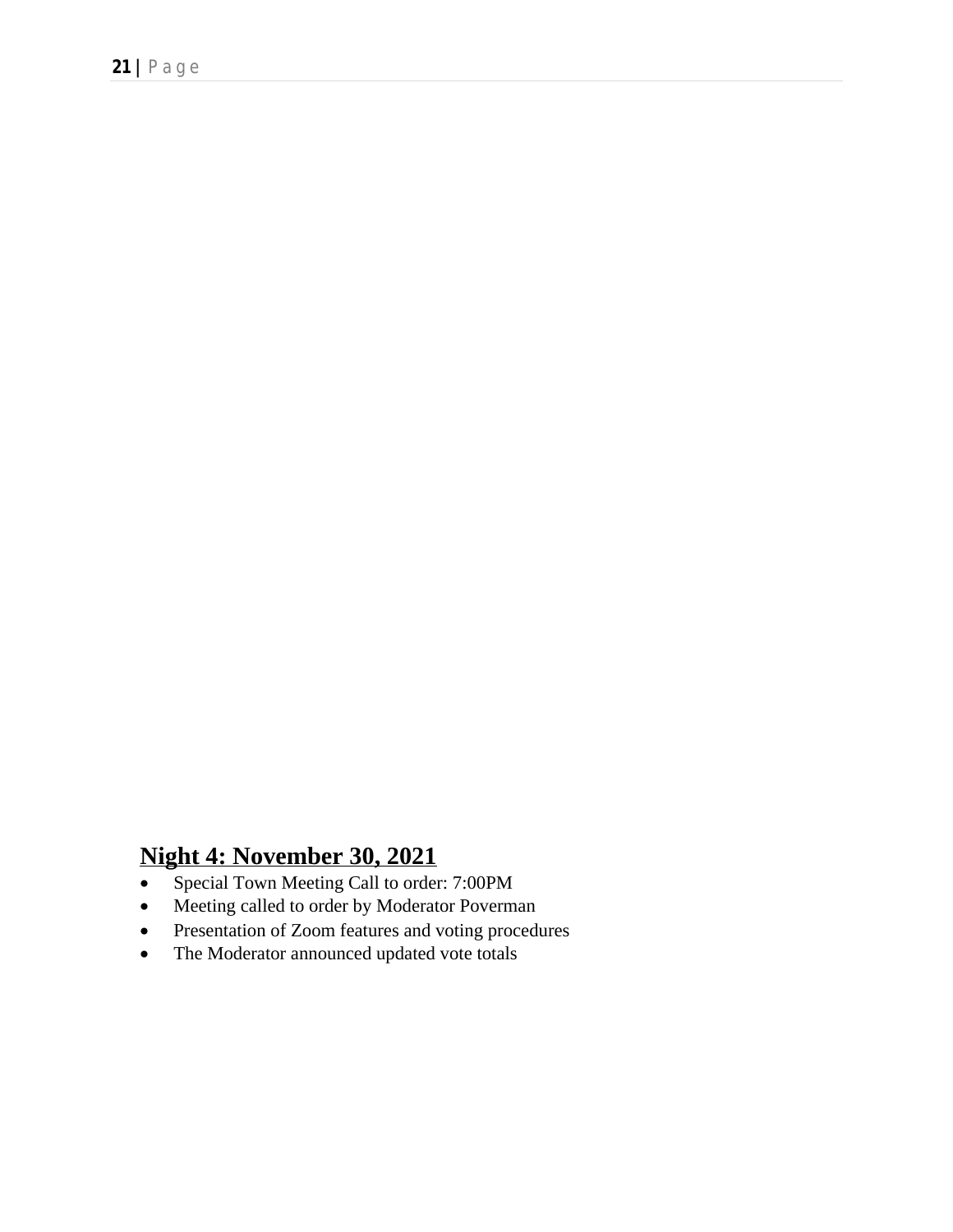## Night 4: November 30, 2021

- Special Town Meeting Call to order: 7:00PM
- Meeting called to order by Moderator Poverman
- Presentation of Zoom features and voting procedures
- The Moderator announced updated vote totals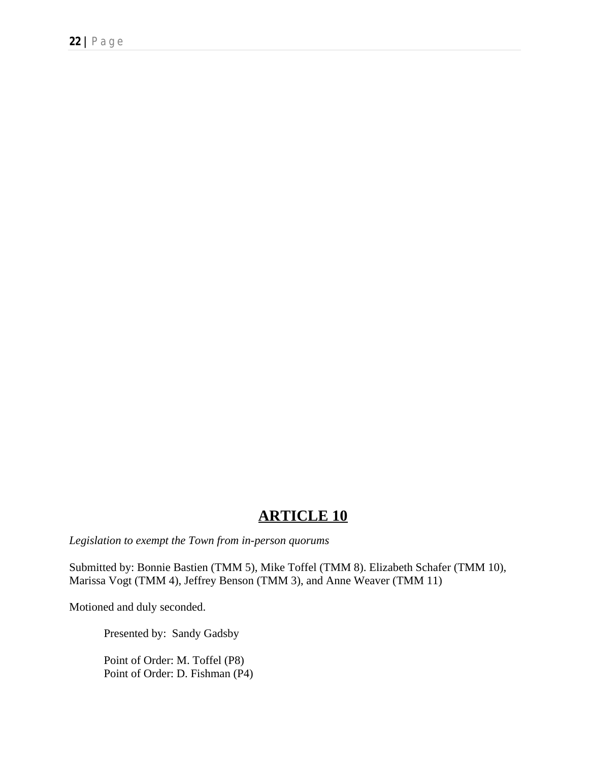# ARTICLE 10

*Legislation to exempt the Town from in-person quorums*

Submitted by: Bonnie Bastien (TMM 5), Mike Toffel (TMM 8). Elizabeth Schafer (TMM 10), Marissa Vogt (TMM 4), Jeffrey Benson (TMM 3), and Anne Weaver (TMM 11)

Motioned and duly seconded.

Presented by: Sandy Gadsby

Point of Order: M. Toffel (P8)
Point of Order: D. Fishman (P4)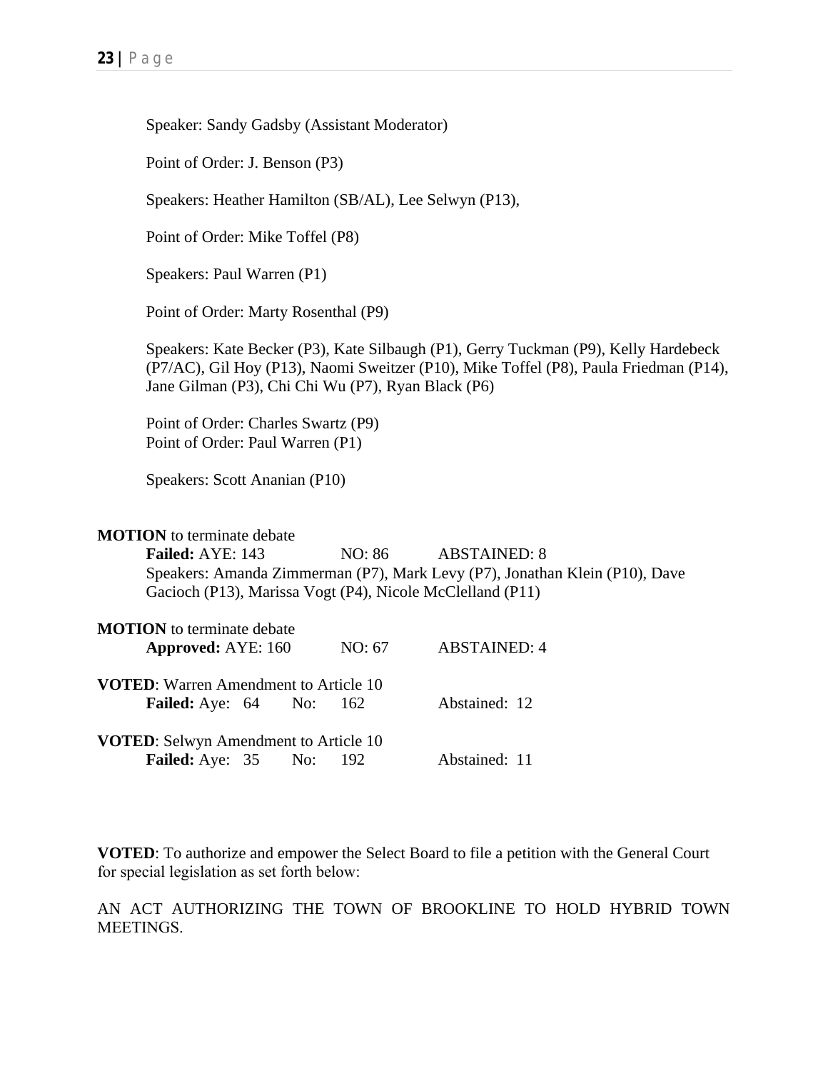Speaker: Sandy Gadsby (Assistant Moderator)

Point of Order: J. Benson (P3)

Speakers: Heather Hamilton (SB/AL), Lee Selwyn (P13),

Point of Order: Mike Toffel (P8)

Speakers: Paul Warren (P1)

Point of Order: Marty Rosenthal (P9)

Speakers: Kate Becker (P3), Kate Silbaugh (P1), Gerry Tuckman (P9), Kelly Hardebeck (P7/AC), Gil Hoy (P13), Naomi Sweitzer (P10), Mike Toffel (P8), Paula Friedman (P14), Jane Gilman (P3), Chi Chi Wu (P7), Ryan Black (P6)

Point of Order: Charles Swartz (P9)
Point of Order: Paul Warren (P1)

Speakers: Scott Ananian (P10)

**MOTION** to terminate debate
**Failed:** AYE: 143 NO: 86 ABSTAINED: 8
Speakers: Amanda Zimmerman (P7), Mark Levy (P7), Jonathan Klein (P10), Dave Gacioch (P13), Marissa Vogt (P4), Nicole McClelland (P11)

**MOTION** to terminate debate
**Approved:** AYE: 160 NO: 67 ABSTAINED: 4

**VOTED**: Warren Amendment to Article 10
**Failed:** Aye: 64 No: 162 Abstained: 12

**VOTED**: Selwyn Amendment to Article 10
**Failed:** Aye: 35 No: 192 Abstained: 11

**VOTED**: To authorize and empower the Select Board to file a petition with the General Court for special legislation as set forth below:

AN ACT AUTHORIZING THE TOWN OF BROOKLINE TO HOLD HYBRID TOWN MEETINGS.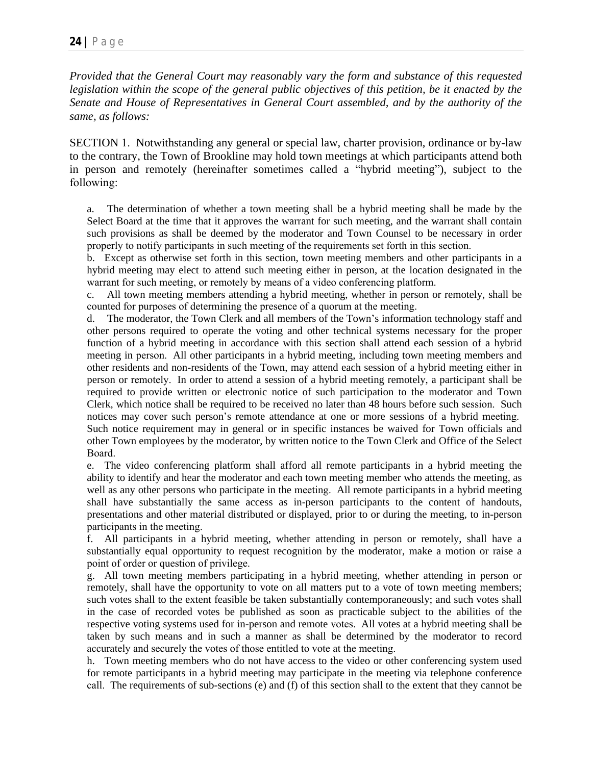*Provided that the General Court may reasonably vary the form and substance of this requested legislation within the scope of the general public objectives of this petition, be it enacted by the Senate and House of Representatives in General Court assembled, and by the authority of the same, as follows:*

SECTION 1. Notwithstanding any general or special law, charter provision, ordinance or by-law to the contrary, the Town of Brookline may hold town meetings at which participants attend both in person and remotely (hereinafter sometimes called a "hybrid meeting"), subject to the following:

a. The determination of whether a town meeting shall be a hybrid meeting shall be made by the Select Board at the time that it approves the warrant for such meeting, and the warrant shall contain such provisions as shall be deemed by the moderator and Town Counsel to be necessary in order properly to notify participants in such meeting of the requirements set forth in this section.

b. Except as otherwise set forth in this section, town meeting members and other participants in a hybrid meeting may elect to attend such meeting either in person, at the location designated in the warrant for such meeting, or remotely by means of a video conferencing platform.

c. All town meeting members attending a hybrid meeting, whether in person or remotely, shall be counted for purposes of determining the presence of a quorum at the meeting.

d. The moderator, the Town Clerk and all members of the Town's information technology staff and other persons required to operate the voting and other technical systems necessary for the proper function of a hybrid meeting in accordance with this section shall attend each session of a hybrid meeting in person. All other participants in a hybrid meeting, including town meeting members and other residents and non-residents of the Town, may attend each session of a hybrid meeting either in person or remotely. In order to attend a session of a hybrid meeting remotely, a participant shall be required to provide written or electronic notice of such participation to the moderator and Town Clerk, which notice shall be required to be received no later than 48 hours before such session. Such notices may cover such person's remote attendance at one or more sessions of a hybrid meeting. Such notice requirement may in general or in specific instances be waived for Town officials and other Town employees by the moderator, by written notice to the Town Clerk and Office of the Select Board.

e. The video conferencing platform shall afford all remote participants in a hybrid meeting the ability to identify and hear the moderator and each town meeting member who attends the meeting, as well as any other persons who participate in the meeting. All remote participants in a hybrid meeting shall have substantially the same access as in-person participants to the content of handouts, presentations and other material distributed or displayed, prior to or during the meeting, to in-person participants in the meeting.

f. All participants in a hybrid meeting, whether attending in person or remotely, shall have a substantially equal opportunity to request recognition by the moderator, make a motion or raise a point of order or question of privilege.

g. All town meeting members participating in a hybrid meeting, whether attending in person or remotely, shall have the opportunity to vote on all matters put to a vote of town meeting members; such votes shall to the extent feasible be taken substantially contemporaneously; and such votes shall in the case of recorded votes be published as soon as practicable subject to the abilities of the respective voting systems used for in-person and remote votes. All votes at a hybrid meeting shall be taken by such means and in such a manner as shall be determined by the moderator to record accurately and securely the votes of those entitled to vote at the meeting.

h. Town meeting members who do not have access to the video or other conferencing system used for remote participants in a hybrid meeting may participate in the meeting via telephone conference call. The requirements of sub-sections (e) and (f) of this section shall to the extent that they cannot be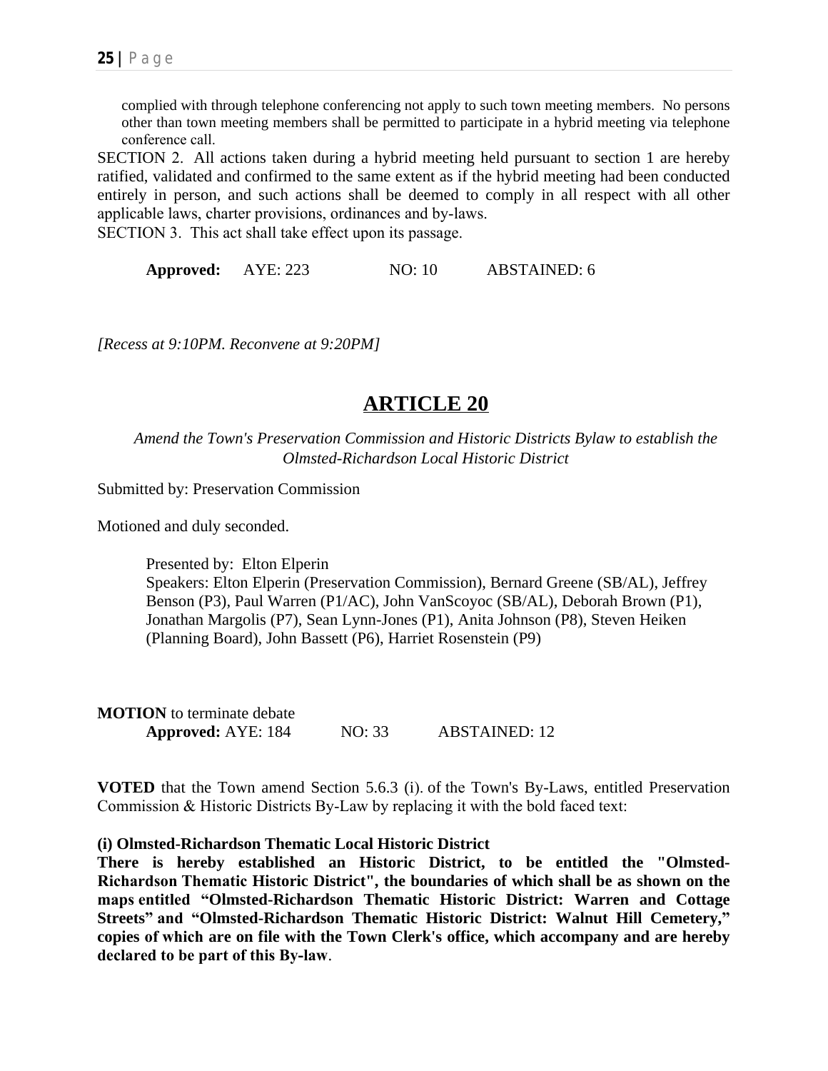complied with through telephone conferencing not apply to such town meeting members. No persons other than town meeting members shall be permitted to participate in a hybrid meeting via telephone conference call.

SECTION 2. All actions taken during a hybrid meeting held pursuant to section 1 are hereby ratified, validated and confirmed to the same extent as if the hybrid meeting had been conducted entirely in person, and such actions shall be deemed to comply in all respect with all other applicable laws, charter provisions, ordinances and by-laws.

SECTION 3. This act shall take effect upon its passage.

**Approved:** AYE: 223 NO: 10 ABSTAINED: 6

*[Recess at 9:10PM. Reconvene at 9:20PM]*

# ARTICLE 20

*Amend the Town's Preservation Commission and Historic Districts Bylaw to establish the Olmsted-Richardson Local Historic District*

Submitted by: Preservation Commission

Motioned and duly seconded.

Presented by: Elton Elperin
Speakers: Elton Elperin (Preservation Commission), Bernard Greene (SB/AL), Jeffrey Benson (P3), Paul Warren (P1/AC), John VanScoyoc (SB/AL), Deborah Brown (P1), Jonathan Margolis (P7), Sean Lynn-Jones (P1), Anita Johnson (P8), Steven Heiken (Planning Board), John Bassett (P6), Harriet Rosenstein (P9)

**MOTION** to terminate debate
**Approved:** AYE: 184 NO: 33 ABSTAINED: 12

**VOTED** that the Town amend Section 5.6.3 (i). of the Town's By-Laws, entitled Preservation Commission & Historic Districts By-Law by replacing it with the bold faced text:

**(i) Olmsted-Richardson Thematic Local Historic District**
**There is hereby established an Historic District, to be entitled the "Olmsted-Richardson Thematic Historic District", the boundaries of which shall be as shown on the maps entitled "Olmsted-Richardson Thematic Historic District: Warren and Cottage Streets" and "Olmsted-Richardson Thematic Historic District: Walnut Hill Cemetery," copies of which are on file with the Town Clerk's office, which accompany and are hereby declared to be part of this By-law**.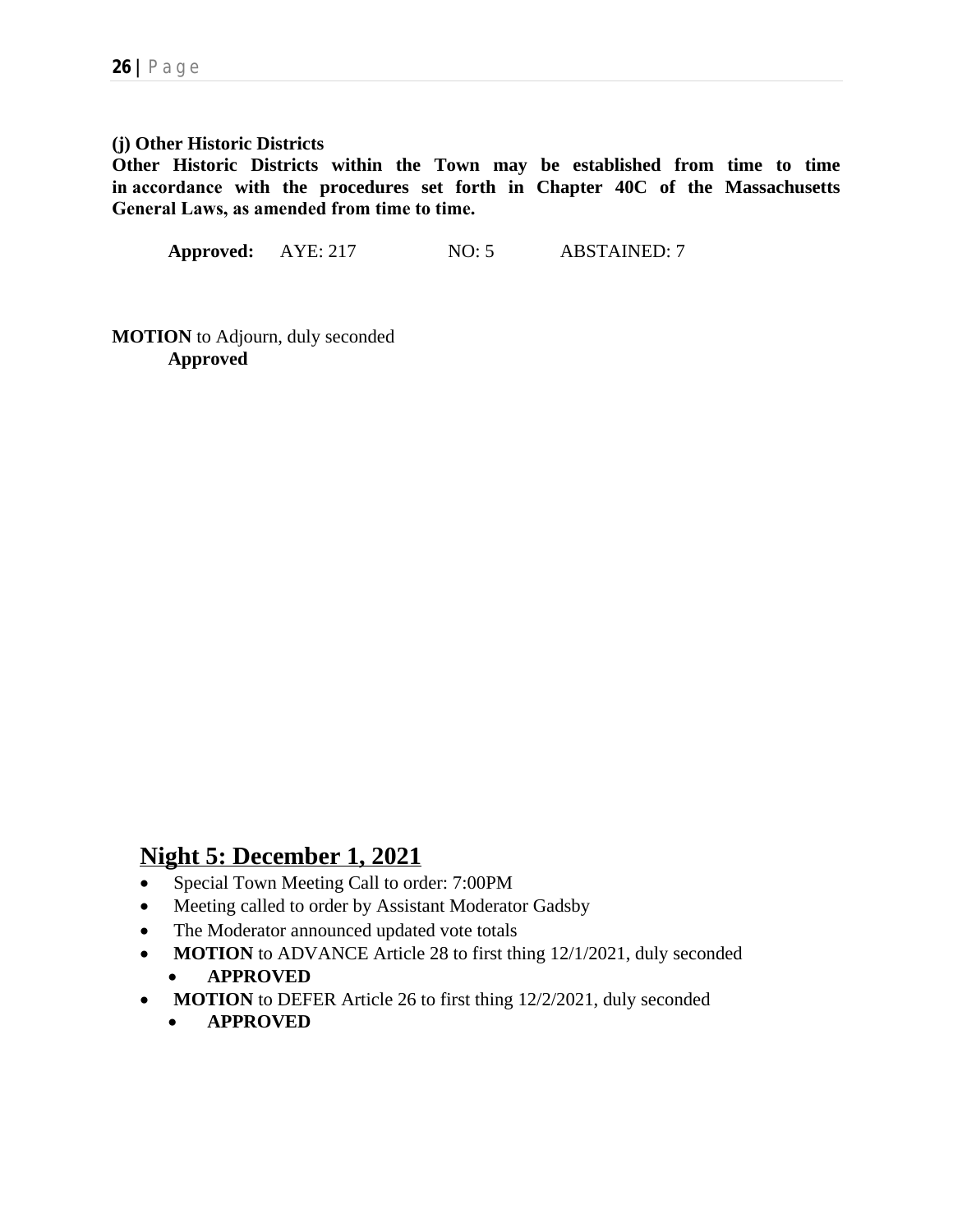**(j) Other Historic Districts**
**Other Historic Districts within the Town may be established from time to time in accordance with the procedures set forth in Chapter 40C of the Massachusetts General Laws, as amended from time to time.**

**Approved:** AYE: 217 NO: 5 ABSTAINED: 7

**MOTION** to Adjourn, duly seconded
**Approved**

## Night 5: December 1, 2021

- Special Town Meeting Call to order: 7:00PM
- Meeting called to order by Assistant Moderator Gadsby
- The Moderator announced updated vote totals
- **MOTION** to ADVANCE Article 28 to first thing 12/1/2021, duly seconded
  - **APPROVED**
- **MOTION** to DEFER Article 26 to first thing 12/2/2021, duly seconded
  - **APPROVED**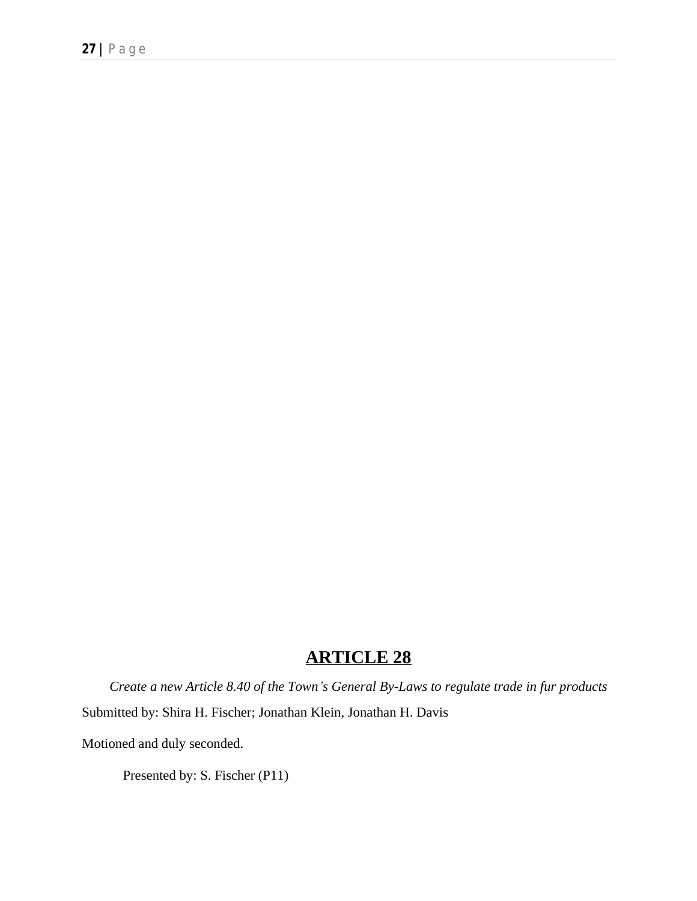## ARTICLE 28

*Create a new Article 8.40 of the Town's General By-Laws to regulate trade in fur products*

Submitted by: Shira H. Fischer; Jonathan Klein, Jonathan H. Davis

Motioned and duly seconded.

Presented by: S. Fischer (P11)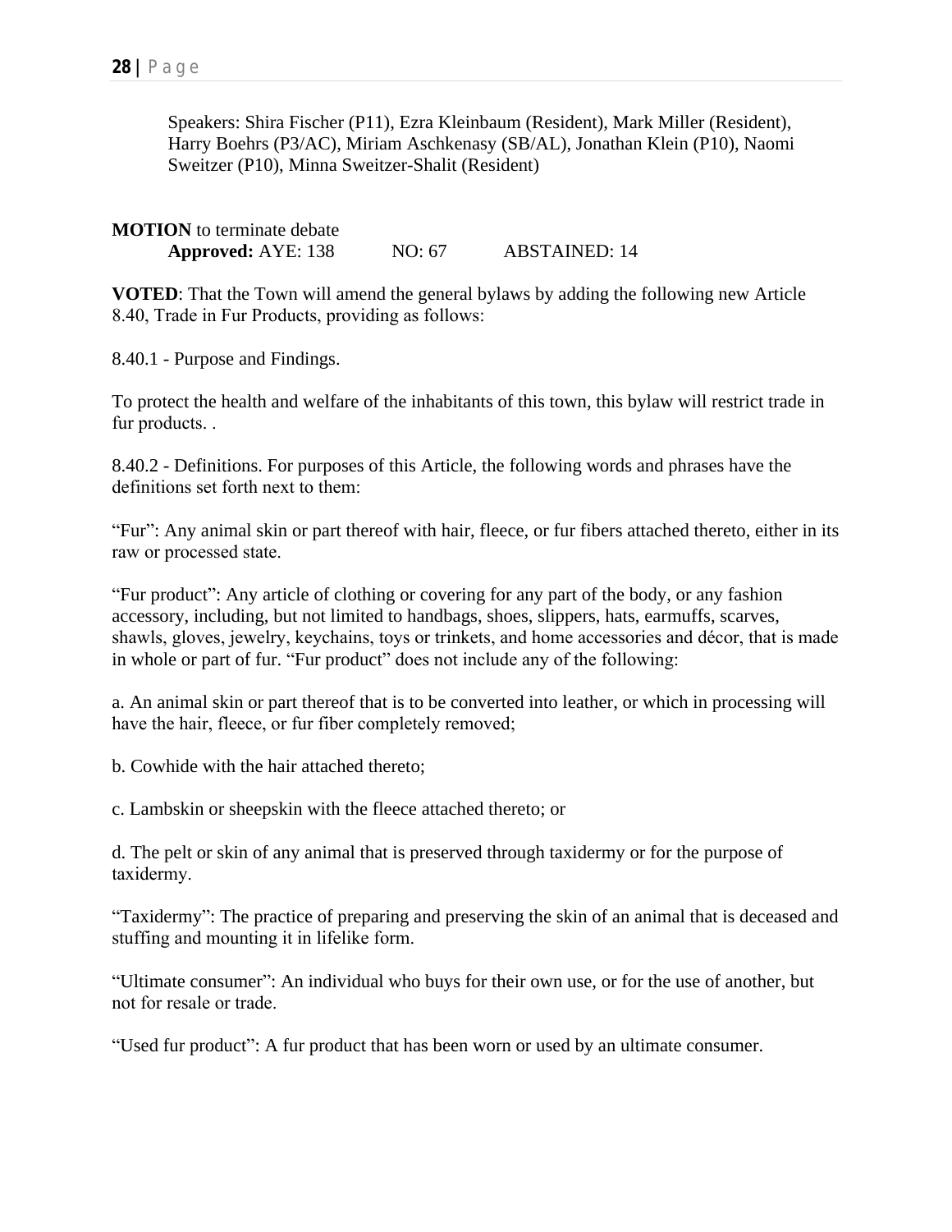Speakers: Shira Fischer (P11), Ezra Kleinbaum (Resident), Mark Miller (Resident), Harry Boehrs (P3/AC), Miriam Aschkenasy (SB/AL), Jonathan Klein (P10), Naomi Sweitzer (P10), Minna Sweitzer-Shalit (Resident)

**MOTION** to terminate debate
**Approved:** AYE: 138 NO: 67 ABSTAINED: 14

**VOTED**: That the Town will amend the general bylaws by adding the following new Article 8.40, Trade in Fur Products, providing as follows:

8.40.1 - Purpose and Findings.

To protect the health and welfare of the inhabitants of this town, this bylaw will restrict trade in fur products. .

8.40.2 - Definitions. For purposes of this Article, the following words and phrases have the definitions set forth next to them:

"Fur": Any animal skin or part thereof with hair, fleece, or fur fibers attached thereto, either in its raw or processed state.

"Fur product": Any article of clothing or covering for any part of the body, or any fashion accessory, including, but not limited to handbags, shoes, slippers, hats, earmuffs, scarves, shawls, gloves, jewelry, keychains, toys or trinkets, and home accessories and décor, that is made in whole or part of fur. "Fur product" does not include any of the following:

a. An animal skin or part thereof that is to be converted into leather, or which in processing will have the hair, fleece, or fur fiber completely removed;

b. Cowhide with the hair attached thereto;

c. Lambskin or sheepskin with the fleece attached thereto; or

d. The pelt or skin of any animal that is preserved through taxidermy or for the purpose of taxidermy.

"Taxidermy": The practice of preparing and preserving the skin of an animal that is deceased and stuffing and mounting it in lifelike form.

"Ultimate consumer": An individual who buys for their own use, or for the use of another, but not for resale or trade.

"Used fur product": A fur product that has been worn or used by an ultimate consumer.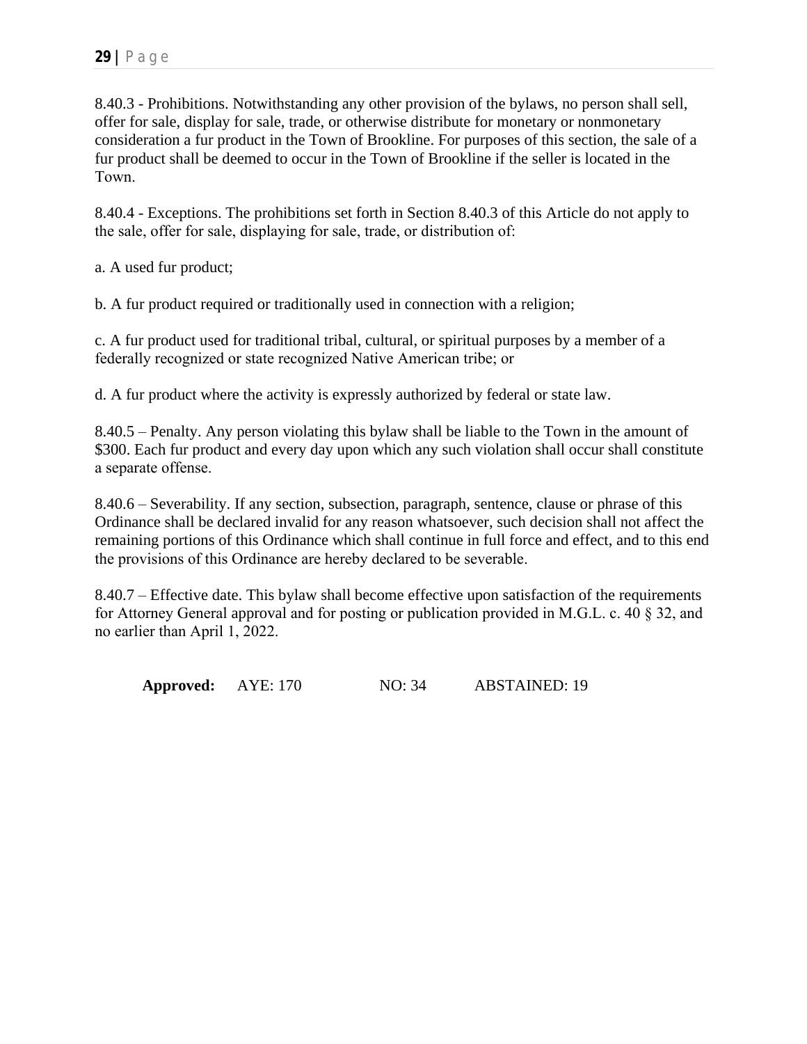8.40.3 - Prohibitions. Notwithstanding any other provision of the bylaws, no person shall sell, offer for sale, display for sale, trade, or otherwise distribute for monetary or nonmonetary consideration a fur product in the Town of Brookline. For purposes of this section, the sale of a fur product shall be deemed to occur in the Town of Brookline if the seller is located in the Town.

8.40.4 - Exceptions. The prohibitions set forth in Section 8.40.3 of this Article do not apply to the sale, offer for sale, displaying for sale, trade, or distribution of:

a. A used fur product;

b. A fur product required or traditionally used in connection with a religion;

c. A fur product used for traditional tribal, cultural, or spiritual purposes by a member of a federally recognized or state recognized Native American tribe; or

d. A fur product where the activity is expressly authorized by federal or state law.

8.40.5 – Penalty. Any person violating this bylaw shall be liable to the Town in the amount of $300. Each fur product and every day upon which any such violation shall occur shall constitute a separate offense.

8.40.6 – Severability. If any section, subsection, paragraph, sentence, clause or phrase of this Ordinance shall be declared invalid for any reason whatsoever, such decision shall not affect the remaining portions of this Ordinance which shall continue in full force and effect, and to this end the provisions of this Ordinance are hereby declared to be severable.

8.40.7 – Effective date. This bylaw shall become effective upon satisfaction of the requirements for Attorney General approval and for posting or publication provided in M.G.L. c. 40 § 32, and no earlier than April 1, 2022.

**Approved:** AYE: 170 NO: 34 ABSTAINED: 19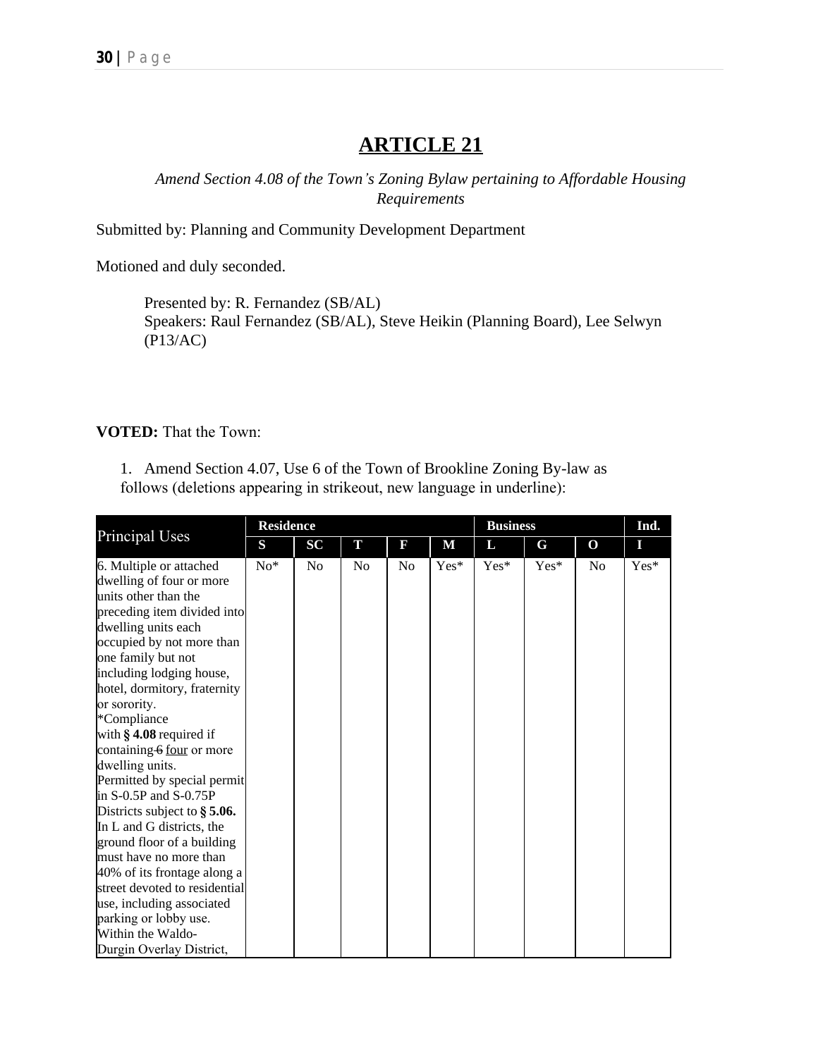# ARTICLE 21

*Amend Section 4.08 of the Town's Zoning Bylaw pertaining to Affordable Housing Requirements*

Submitted by: Planning and Community Development Department

Motioned and duly seconded.

> Presented by: R. Fernandez (SB/AL)
> Speakers: Raul Fernandez (SB/AL), Steve Heikin (Planning Board), Lee Selwyn (P13/AC)

**VOTED:** That the Town:

1. Amend Section 4.07, Use 6 of the Town of Brookline Zoning By-law as follows (deletions appearing in strikeout, new language in underline):

| Principal Uses | Residence | | | | | Business | | | Ind. |
|---|---|---|---|---|---|---|---|---|---|
| | S | SC | T | F | M | L | G | O | I |
| 6. Multiple or attached dwelling of four or more units other than the preceding item divided into dwelling units each occupied by not more than one family but not including lodging house, hotel, dormitory, fraternity or sorority. *Compliance with **§ 4.08** required if containing ~~6~~ <u>four</u> or more dwelling units. Permitted by special permit in S-0.5P and S-0.75P Districts subject to **§ 5.06.** In L and G districts, the ground floor of a building must have no more than 40% of its frontage along a street devoted to residential use, including associated parking or lobby use. Within the Waldo-Durgin Overlay District, | No* | No | No | No | Yes* | Yes* | Yes* | No | Yes* |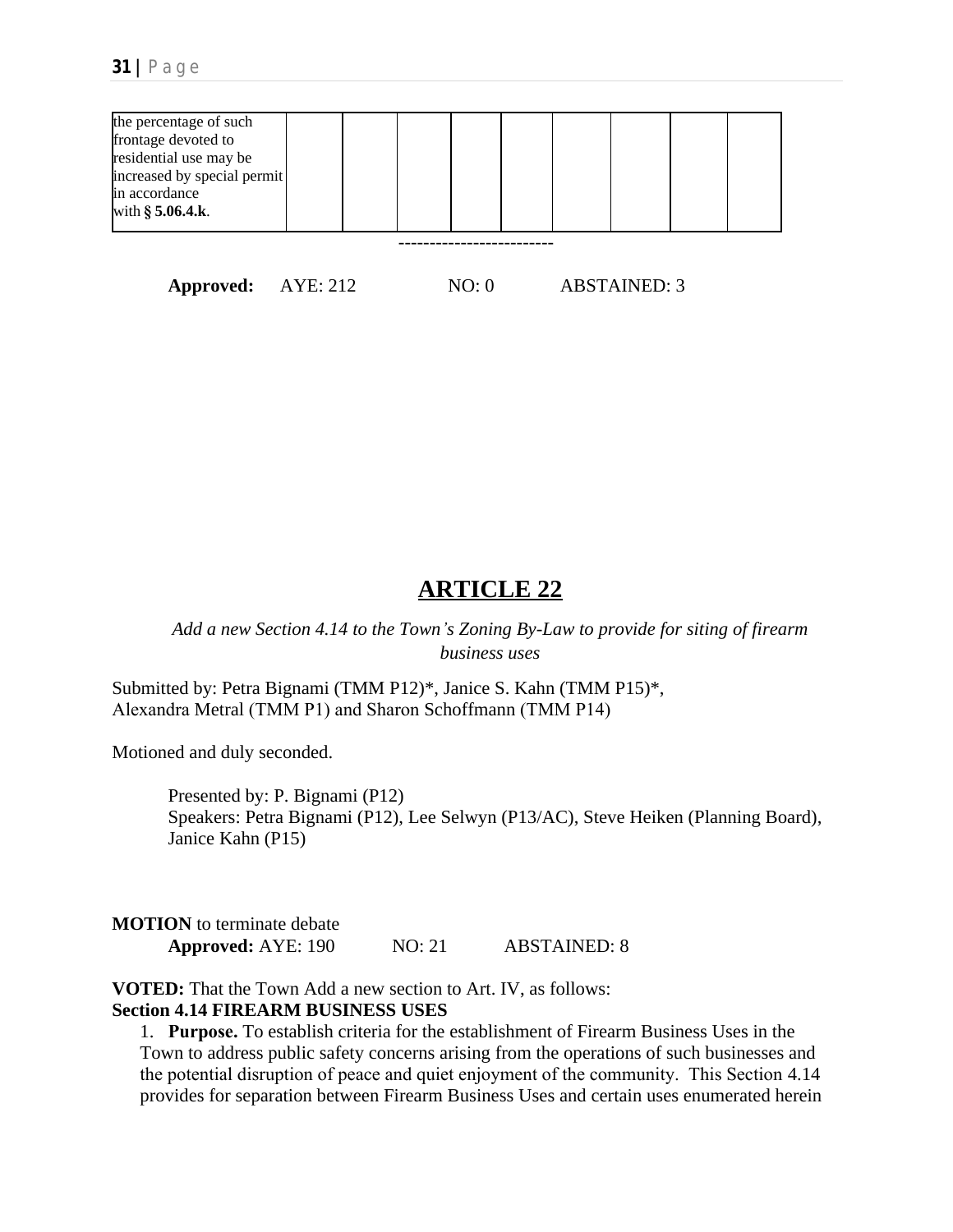| the percentage of such frontage devoted to residential use may be increased by special permit in accordance with **§ 5.06.4.k**. | | | | | | | | | |
|---|---|---|---|---|---|---|---|---|---|

-------------------------

**Approved:** AYE: 212 NO: 0 ABSTAINED: 3

# ARTICLE 22

*Add a new Section 4.14 to the Town's Zoning By-Law to provide for siting of firearm business uses*

Submitted by: Petra Bignami (TMM P12)*, Janice S. Kahn (TMM P15)*, Alexandra Metral (TMM P1) and Sharon Schoffmann (TMM P14)

Motioned and duly seconded.

Presented by: P. Bignami (P12)
Speakers: Petra Bignami (P12), Lee Selwyn (P13/AC), Steve Heiken (Planning Board), Janice Kahn (P15)

**MOTION** to terminate debate
**Approved:** AYE: 190 NO: 21 ABSTAINED: 8

**VOTED:** That the Town Add a new section to Art. IV, as follows:
**Section 4.14 FIREARM BUSINESS USES**

1. **Purpose.** To establish criteria for the establishment of Firearm Business Uses in the Town to address public safety concerns arising from the operations of such businesses and the potential disruption of peace and quiet enjoyment of the community. This Section 4.14 provides for separation between Firearm Business Uses and certain uses enumerated herein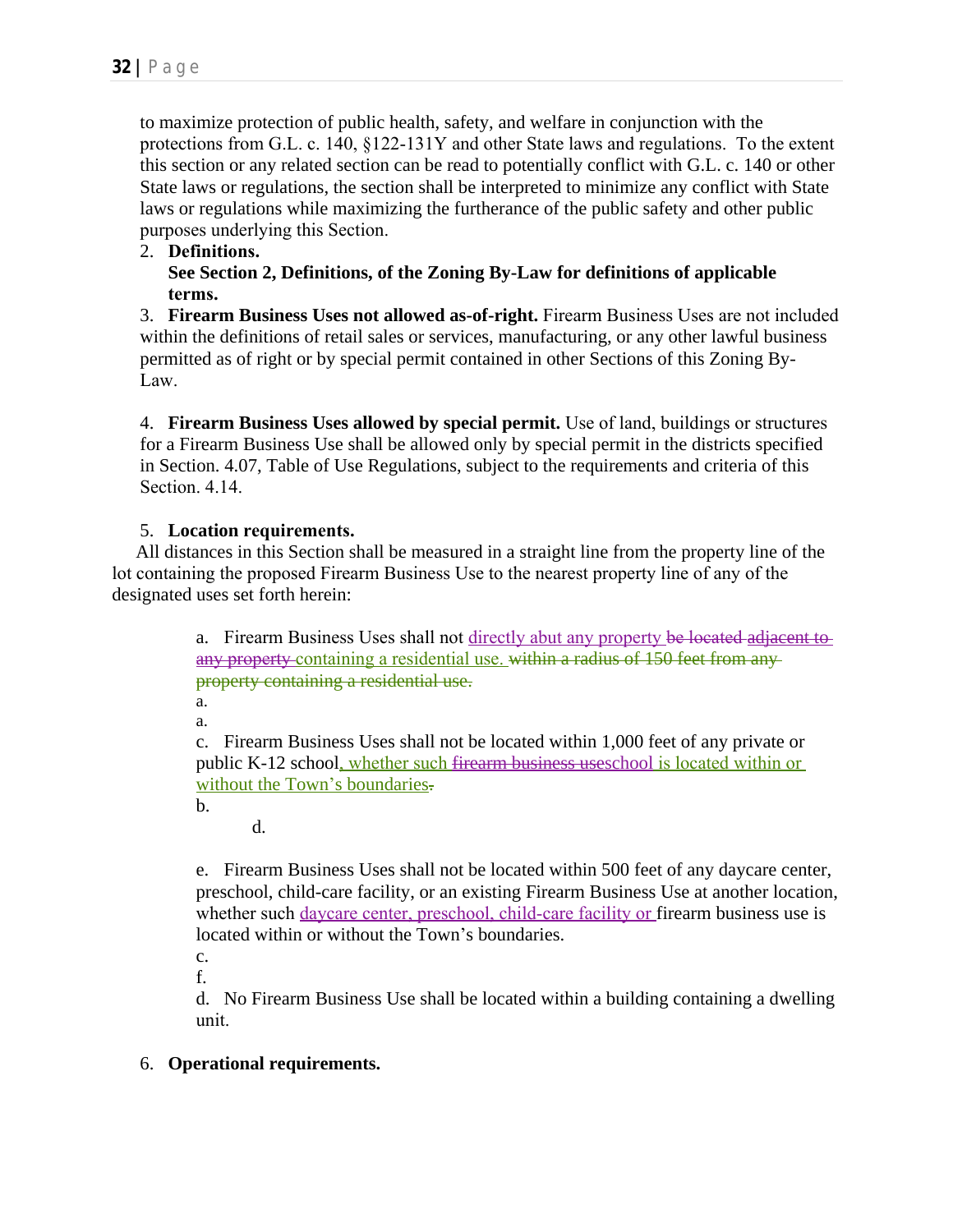to maximize protection of public health, safety, and welfare in conjunction with the protections from G.L. c. 140, §122-131Y and other State laws and regulations. To the extent this section or any related section can be read to potentially conflict with G.L. c. 140 or other State laws or regulations, the section shall be interpreted to minimize any conflict with State laws or regulations while maximizing the furtherance of the public safety and other public purposes underlying this Section.

2. **Definitions.**
   **See Section 2, Definitions, of the Zoning By-Law for definitions of applicable terms.**

3. **Firearm Business Uses not allowed as-of-right.** Firearm Business Uses are not included within the definitions of retail sales or services, manufacturing, or any other lawful business permitted as of right or by special permit contained in other Sections of this Zoning By-Law.

4. **Firearm Business Uses allowed by special permit.** Use of land, buildings or structures for a Firearm Business Use shall be allowed only by special permit in the districts specified in Section. 4.07, Table of Use Regulations, subject to the requirements and criteria of this Section. 4.14.

5. **Location requirements.**

All distances in this Section shall be measured in a straight line from the property line of the lot containing the proposed Firearm Business Use to the nearest property line of any of the designated uses set forth herein:

a. Firearm Business Uses shall not directly abut any property ~~be located adjacent to any property~~ containing a residential use. ~~within a radius of 150 feet from any property containing a residential use.~~

a.

a.

c. Firearm Business Uses shall not be located within 1,000 feet of any private or public K-12 school, whether such ~~firearm business use~~school is located within or without the Town's boundaries~~.~~

b.

d.

e. Firearm Business Uses shall not be located within 500 feet of any daycare center, preschool, child-care facility, or an existing Firearm Business Use at another location, whether such daycare center, preschool, child-care facility or firearm business use is located within or without the Town's boundaries.

c.

f.

d. No Firearm Business Use shall be located within a building containing a dwelling unit.

6. **Operational requirements.**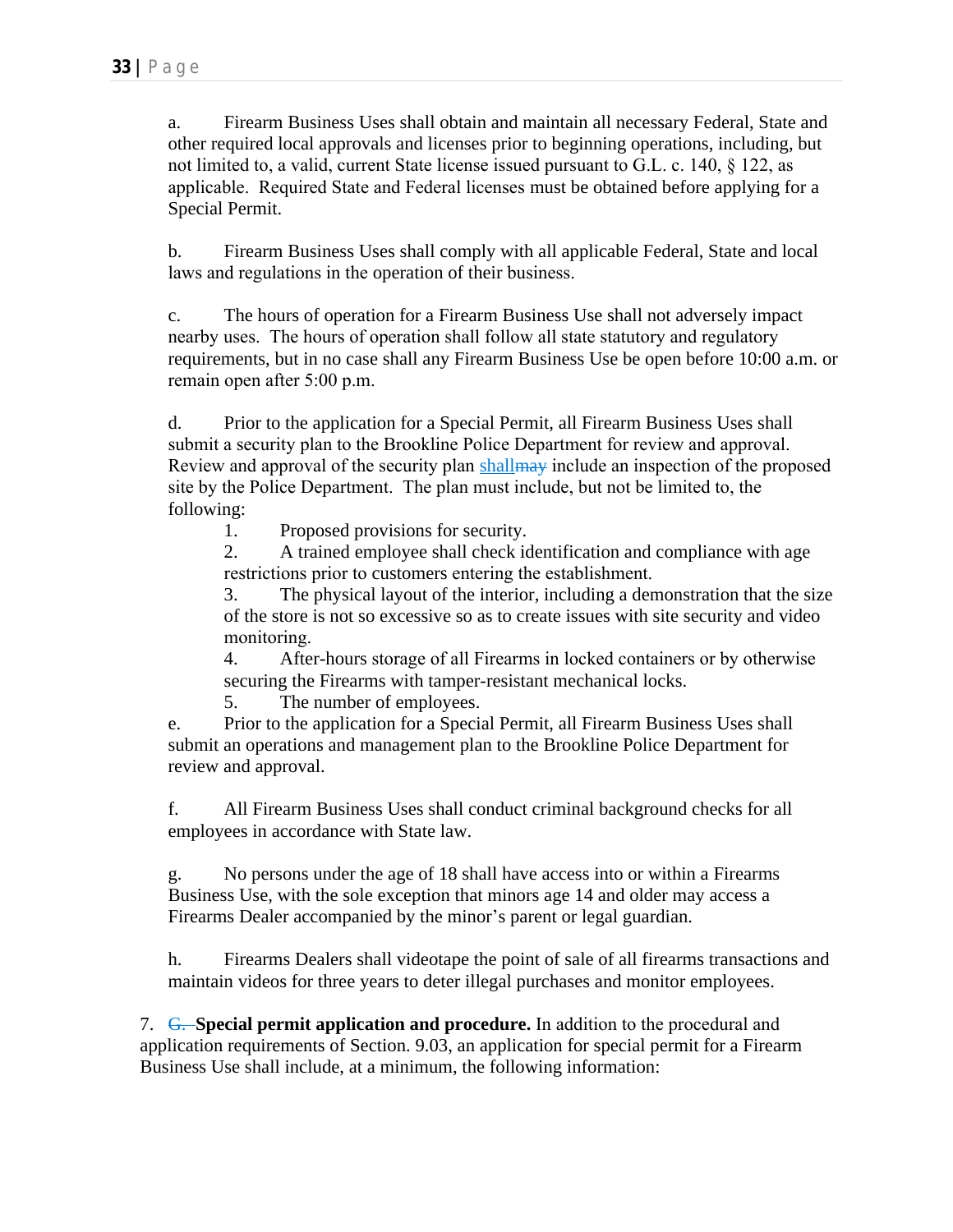a. Firearm Business Uses shall obtain and maintain all necessary Federal, State and other required local approvals and licenses prior to beginning operations, including, but not limited to, a valid, current State license issued pursuant to G.L. c. 140, § 122, as applicable. Required State and Federal licenses must be obtained before applying for a Special Permit.

b. Firearm Business Uses shall comply with all applicable Federal, State and local laws and regulations in the operation of their business.

c. The hours of operation for a Firearm Business Use shall not adversely impact nearby uses. The hours of operation shall follow all state statutory and regulatory requirements, but in no case shall any Firearm Business Use be open before 10:00 a.m. or remain open after 5:00 p.m.

d. Prior to the application for a Special Permit, all Firearm Business Uses shall submit a security plan to the Brookline Police Department for review and approval. Review and approval of the security plan shall~~may~~ include an inspection of the proposed site by the Police Department. The plan must include, but not be limited to, the following:

1. Proposed provisions for security.
2. A trained employee shall check identification and compliance with age restrictions prior to customers entering the establishment.
3. The physical layout of the interior, including a demonstration that the size of the store is not so excessive so as to create issues with site security and video monitoring.
4. After-hours storage of all Firearms in locked containers or by otherwise securing the Firearms with tamper-resistant mechanical locks.
5. The number of employees.

e. Prior to the application for a Special Permit, all Firearm Business Uses shall submit an operations and management plan to the Brookline Police Department for review and approval.

f. All Firearm Business Uses shall conduct criminal background checks for all employees in accordance with State law.

g. No persons under the age of 18 shall have access into or within a Firearms Business Use, with the sole exception that minors age 14 and older may access a Firearms Dealer accompanied by the minor's parent or legal guardian.

h. Firearms Dealers shall videotape the point of sale of all firearms transactions and maintain videos for three years to deter illegal purchases and monitor employees.

7. ~~G.~~ **Special permit application and procedure.** In addition to the procedural and application requirements of Section. 9.03, an application for special permit for a Firearm Business Use shall include, at a minimum, the following information: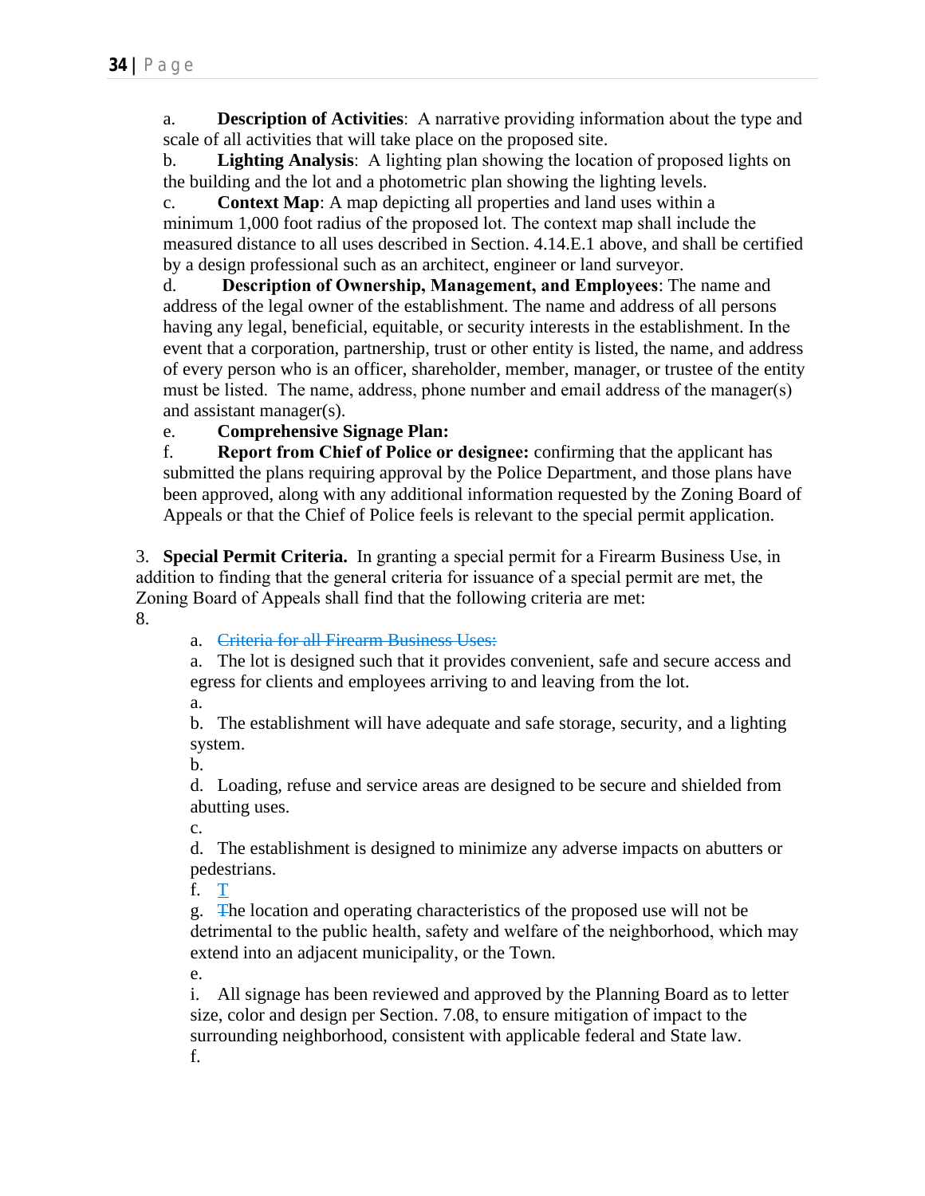a. **Description of Activities**: A narrative providing information about the type and scale of all activities that will take place on the proposed site.

b. **Lighting Analysis**: A lighting plan showing the location of proposed lights on the building and the lot and a photometric plan showing the lighting levels.

c. **Context Map**: A map depicting all properties and land uses within a minimum 1,000 foot radius of the proposed lot. The context map shall include the measured distance to all uses described in Section. 4.14.E.1 above, and shall be certified by a design professional such as an architect, engineer or land surveyor.

d. **Description of Ownership, Management, and Employees**: The name and address of the legal owner of the establishment. The name and address of all persons having any legal, beneficial, equitable, or security interests in the establishment. In the event that a corporation, partnership, trust or other entity is listed, the name, and address of every person who is an officer, shareholder, member, manager, or trustee of the entity must be listed. The name, address, phone number and email address of the manager(s) and assistant manager(s).

e. **Comprehensive Signage Plan:**

f. **Report from Chief of Police or designee:** confirming that the applicant has submitted the plans requiring approval by the Police Department, and those plans have been approved, along with any additional information requested by the Zoning Board of Appeals or that the Chief of Police feels is relevant to the special permit application.

3. **Special Permit Criteria.** In granting a special permit for a Firearm Business Use, in addition to finding that the general criteria for issuance of a special permit are met, the Zoning Board of Appeals shall find that the following criteria are met:

8.

a. ~~Criteria for all Firearm Business Uses:~~

a. The lot is designed such that it provides convenient, safe and secure access and egress for clients and employees arriving to and leaving from the lot.

a.

b. The establishment will have adequate and safe storage, security, and a lighting system.

b.

d. Loading, refuse and service areas are designed to be secure and shielded from abutting uses.

c.

d. The establishment is designed to minimize any adverse impacts on abutters or pedestrians.

f. T

g. ~~T~~he location and operating characteristics of the proposed use will not be detrimental to the public health, safety and welfare of the neighborhood, which may extend into an adjacent municipality, or the Town.

e.

i. All signage has been reviewed and approved by the Planning Board as to letter size, color and design per Section. 7.08, to ensure mitigation of impact to the surrounding neighborhood, consistent with applicable federal and State law.

f.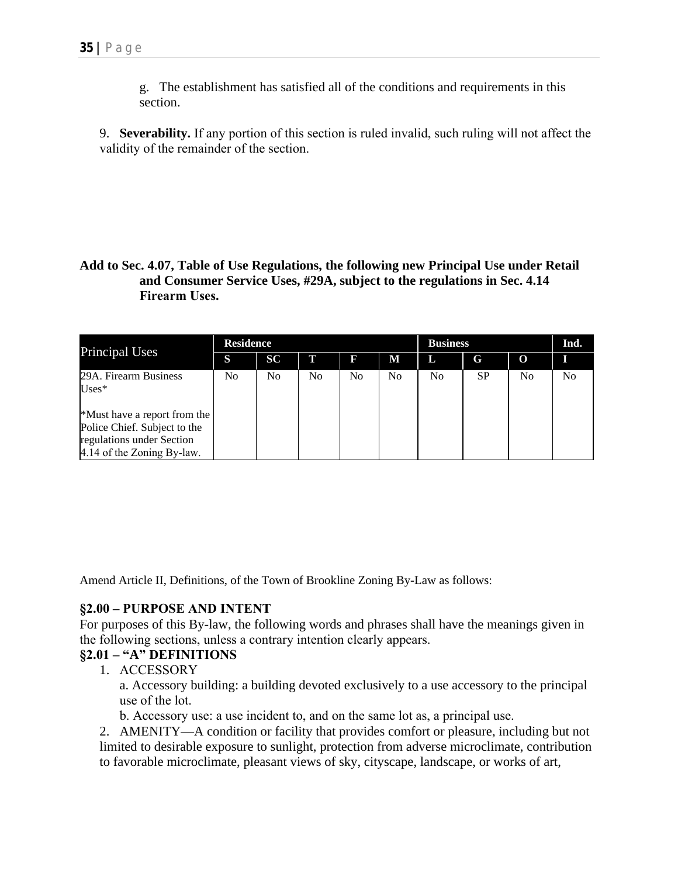g. The establishment has satisfied all of the conditions and requirements in this section.

9. **Severability.** If any portion of this section is ruled invalid, such ruling will not affect the validity of the remainder of the section.

**Add to Sec. 4.07, Table of Use Regulations, the following new Principal Use under Retail and Consumer Service Uses, #29A, subject to the regulations in Sec. 4.14 Firearm Uses.**

| Principal Uses | Residence | | | | | Business | | | Ind. |
|---|---|---|---|---|---|---|---|---|---|
| | S | SC | T | F | M | L | G | O | I |
| 29A. Firearm Business Uses*<br><br>*Must have a report from the Police Chief. Subject to the regulations under Section 4.14 of the Zoning By-law. | No | No | No | No | No | No | SP | No | No |

Amend Article II, Definitions, of the Town of Brookline Zoning By-Law as follows:

**§2.00 – PURPOSE AND INTENT**

For purposes of this By-law, the following words and phrases shall have the meanings given in the following sections, unless a contrary intention clearly appears.

**§2.01 – "A" DEFINITIONS**

1. ACCESSORY
   a. Accessory building: a building devoted exclusively to a use accessory to the principal use of the lot.
   b. Accessory use: a use incident to, and on the same lot as, a principal use.
2. AMENITY—A condition or facility that provides comfort or pleasure, including but not limited to desirable exposure to sunlight, protection from adverse microclimate, contribution to favorable microclimate, pleasant views of sky, cityscape, landscape, or works of art,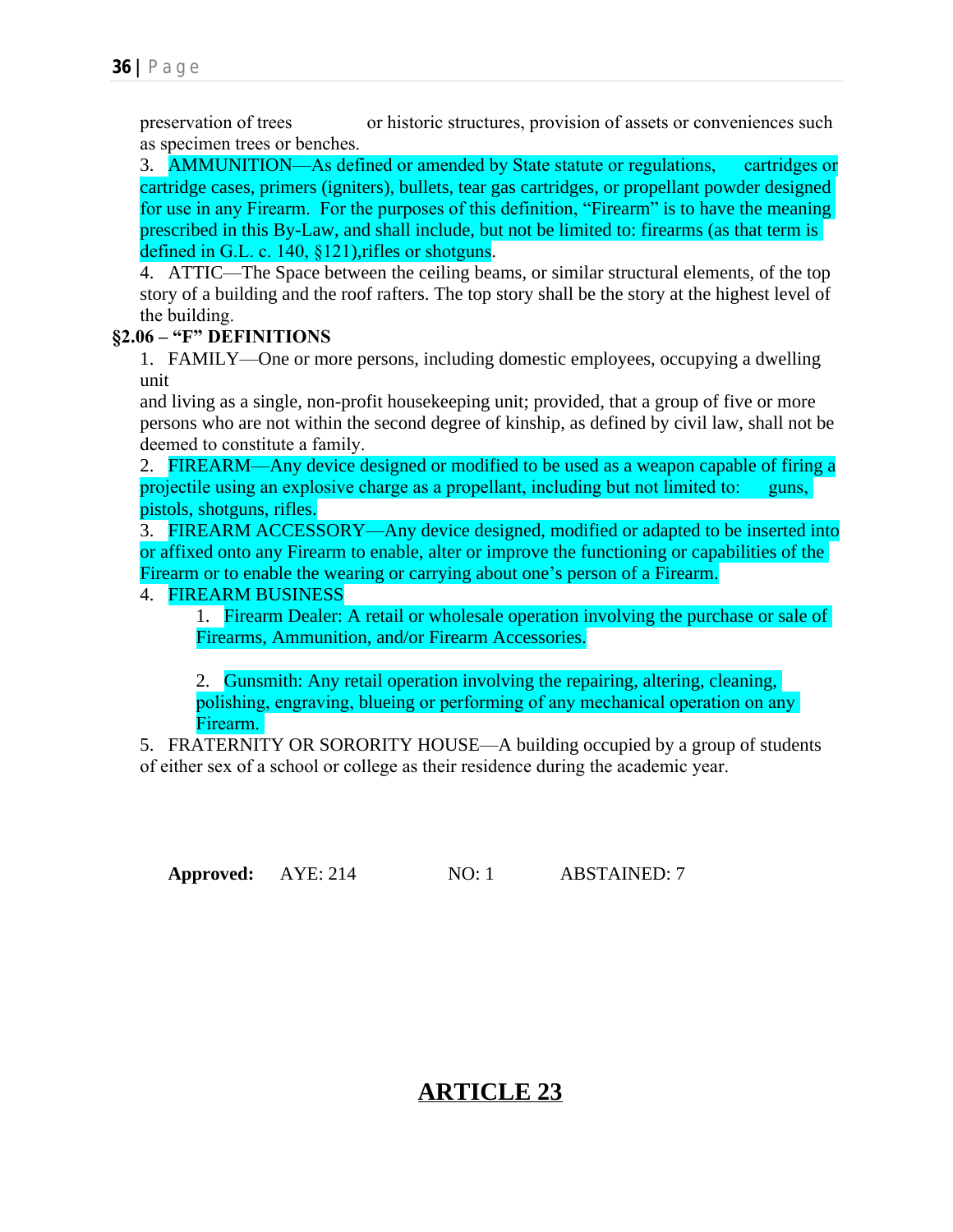preservation of trees or historic structures, provision of assets or conveniences such as specimen trees or benches.

3. AMMUNITION—As defined or amended by State statute or regulations, cartridges or cartridge cases, primers (igniters), bullets, tear gas cartridges, or propellant powder designed for use in any Firearm. For the purposes of this definition, "Firearm" is to have the meaning prescribed in this By-Law, and shall include, but not be limited to: firearms (as that term is defined in G.L. c. 140, §121),rifles or shotguns.

4. ATTIC—The Space between the ceiling beams, or similar structural elements, of the top story of a building and the roof rafters. The top story shall be the story at the highest level of the building.

**§2.06 – "F" DEFINITIONS**

1. FAMILY—One or more persons, including domestic employees, occupying a dwelling unit and living as a single, non-profit housekeeping unit; provided, that a group of five or more persons who are not within the second degree of kinship, as defined by civil law, shall not be deemed to constitute a family.

2. FIREARM—Any device designed or modified to be used as a weapon capable of firing a projectile using an explosive charge as a propellant, including but not limited to: guns, pistols, shotguns, rifles.

3. FIREARM ACCESSORY—Any device designed, modified or adapted to be inserted into or affixed onto any Firearm to enable, alter or improve the functioning or capabilities of the Firearm or to enable the wearing or carrying about one's person of a Firearm.

4. FIREARM BUSINESS
   1. Firearm Dealer: A retail or wholesale operation involving the purchase or sale of Firearms, Ammunition, and/or Firearm Accessories.
   2. Gunsmith: Any retail operation involving the repairing, altering, cleaning, polishing, engraving, blueing or performing of any mechanical operation on any Firearm.

5. FRATERNITY OR SORORITY HOUSE—A building occupied by a group of students of either sex of a school or college as their residence during the academic year.

**Approved:** AYE: 214 NO: 1 ABSTAINED: 7

# ARTICLE 23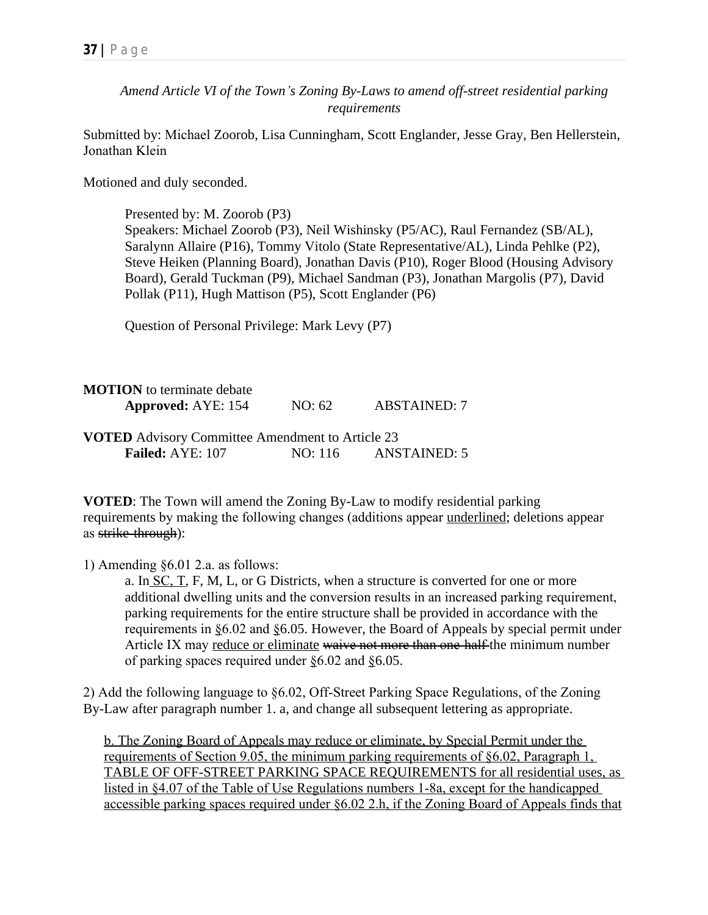*Amend Article VI of the Town's Zoning By-Laws to amend off-street residential parking requirements*

Submitted by: Michael Zoorob, Lisa Cunningham, Scott Englander, Jesse Gray, Ben Hellerstein, Jonathan Klein

Motioned and duly seconded.

> Presented by: M. Zoorob (P3)
> Speakers: Michael Zoorob (P3), Neil Wishinsky (P5/AC), Raul Fernandez (SB/AL), Saralynn Allaire (P16), Tommy Vitolo (State Representative/AL), Linda Pehlke (P2), Steve Heiken (Planning Board), Jonathan Davis (P10), Roger Blood (Housing Advisory Board), Gerald Tuckman (P9), Michael Sandman (P3), Jonathan Margolis (P7), David Pollak (P11), Hugh Mattison (P5), Scott Englander (P6)
>
> Question of Personal Privilege: Mark Levy (P7)

**MOTION** to terminate debate
**Approved:** AYE: 154 NO: 62 ABSTAINED: 7

**VOTED** Advisory Committee Amendment to Article 23
**Failed:** AYE: 107 NO: 116 ANSTAINED: 5

**VOTED**: The Town will amend the Zoning By-Law to modify residential parking requirements by making the following changes (additions appear <u>underlined</u>; deletions appear as ~~strike-through~~):

1) Amending §6.01 2.a. as follows:

> a. In <u>SC, T,</u> F, M, L, or G Districts, when a structure is converted for one or more additional dwelling units and the conversion results in an increased parking requirement, parking requirements for the entire structure shall be provided in accordance with the requirements in §6.02 and §6.05. However, the Board of Appeals by special permit under Article IX may <u>reduce or eliminate</u> ~~waive not more than one-half~~ the minimum number of parking spaces required under §6.02 and §6.05.

2) Add the following language to §6.02, Off-Street Parking Space Regulations, of the Zoning By-Law after paragraph number 1. a, and change all subsequent lettering as appropriate.

> <u>b. The Zoning Board of Appeals may reduce or eliminate, by Special Permit under the requirements of Section 9.05, the minimum parking requirements of §6.02, Paragraph 1, TABLE OF OFF-STREET PARKING SPACE REQUIREMENTS for all residential uses, as listed in §4.07 of the Table of Use Regulations numbers 1-8a, except for the handicapped accessible parking spaces required under §6.02 2.h, if the Zoning Board of Appeals finds that</u>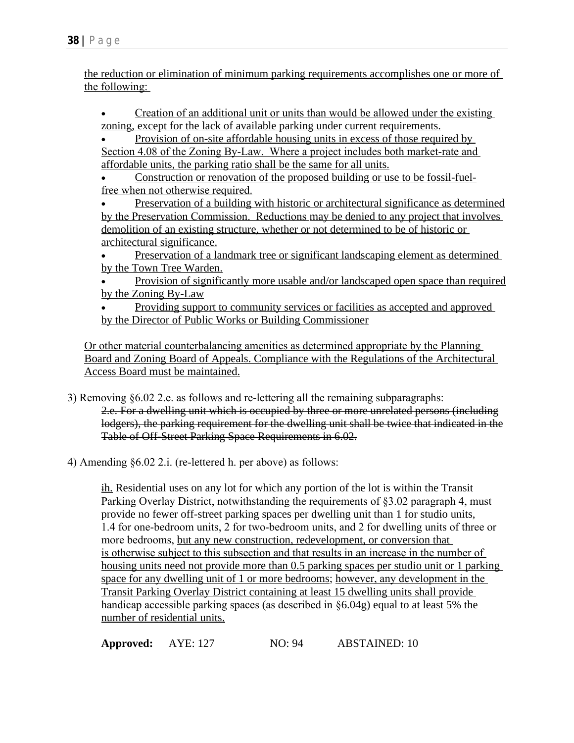the reduction or elimination of minimum parking requirements accomplishes one or more of the following:

- Creation of an additional unit or units than would be allowed under the existing zoning, except for the lack of available parking under current requirements.
- Provision of on-site affordable housing units in excess of those required by Section 4.08 of the Zoning By-Law. Where a project includes both market-rate and affordable units, the parking ratio shall be the same for all units.
- Construction or renovation of the proposed building or use to be fossil-fuel-free when not otherwise required.
- Preservation of a building with historic or architectural significance as determined by the Preservation Commission. Reductions may be denied to any project that involves demolition of an existing structure, whether or not determined to be of historic or architectural significance.
- Preservation of a landmark tree or significant landscaping element as determined by the Town Tree Warden.
- Provision of significantly more usable and/or landscaped open space than required by the Zoning By-Law
- Providing support to community services or facilities as accepted and approved by the Director of Public Works or Building Commissioner

Or other material counterbalancing amenities as determined appropriate by the Planning Board and Zoning Board of Appeals. Compliance with the Regulations of the Architectural Access Board must be maintained.

3) Removing §6.02 2.e. as follows and re-lettering all the remaining subparagraphs:

~~2.e. For a dwelling unit which is occupied by three or more unrelated persons (including lodgers), the parking requirement for the dwelling unit shall be twice that indicated in the Table of Off-Street Parking Space Requirements in 6.02.~~

4) Amending §6.02 2.i. (re-lettered h. per above) as follows:

~~i~~h. Residential uses on any lot for which any portion of the lot is within the Transit Parking Overlay District, notwithstanding the requirements of §3.02 paragraph 4, must provide no fewer off-street parking spaces per dwelling unit than 1 for studio units, 1.4 for one-bedroom units, 2 for two-bedroom units, and 2 for dwelling units of three or more bedrooms, but any new construction, redevelopment, or conversion that is otherwise subject to this subsection and that results in an increase in the number of housing units need not provide more than 0.5 parking spaces per studio unit or 1 parking space for any dwelling unit of 1 or more bedrooms; however, any development in the Transit Parking Overlay District containing at least 15 dwelling units shall provide handicap accessible parking spaces (as described in §6.04g) equal to at least 5% the number of residential units.

**Approved:** AYE: 127 NO: 94 ABSTAINED: 10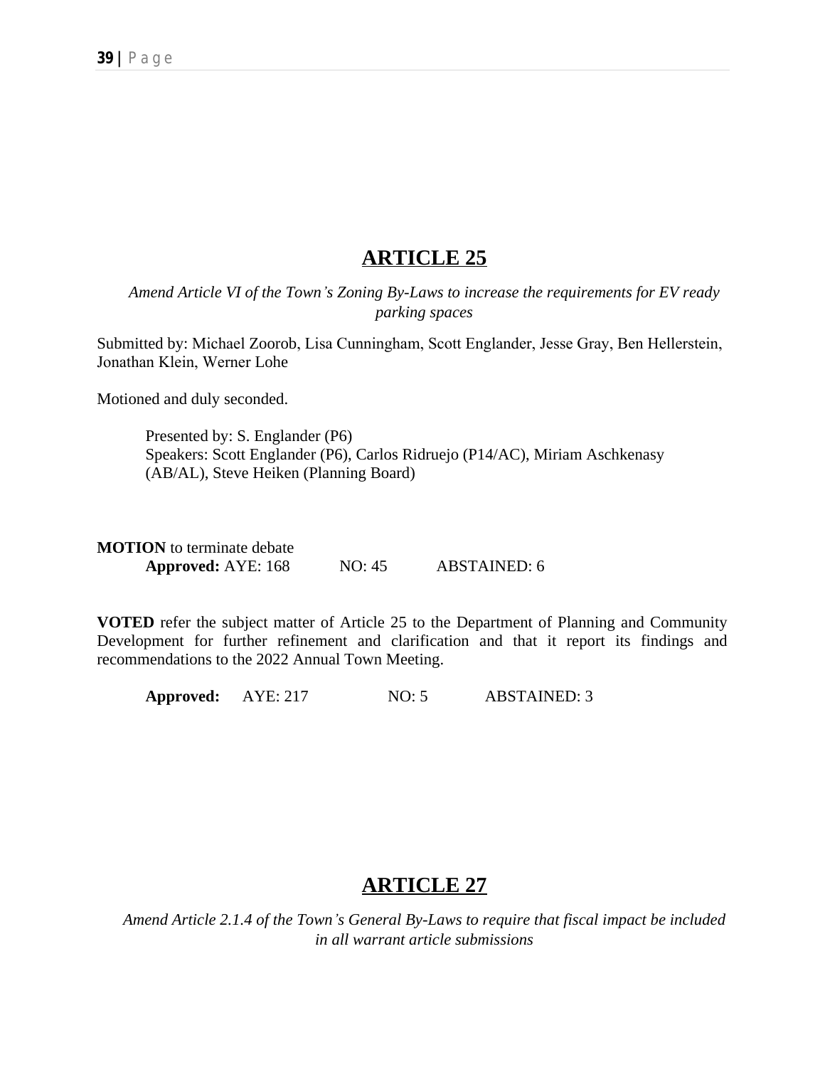## ARTICLE 25

*Amend Article VI of the Town's Zoning By-Laws to increase the requirements for EV ready parking spaces*

Submitted by: Michael Zoorob, Lisa Cunningham, Scott Englander, Jesse Gray, Ben Hellerstein, Jonathan Klein, Werner Lohe

Motioned and duly seconded.

Presented by: S. Englander (P6)
Speakers: Scott Englander (P6), Carlos Ridruejo (P14/AC), Miriam Aschkenasy (AB/AL), Steve Heiken (Planning Board)

**MOTION** to terminate debate
**Approved:** AYE: 168 NO: 45 ABSTAINED: 6

**VOTED** refer the subject matter of Article 25 to the Department of Planning and Community Development for further refinement and clarification and that it report its findings and recommendations to the 2022 Annual Town Meeting.

**Approved:** AYE: 217 NO: 5 ABSTAINED: 3

## ARTICLE 27

*Amend Article 2.1.4 of the Town's General By-Laws to require that fiscal impact be included in all warrant article submissions*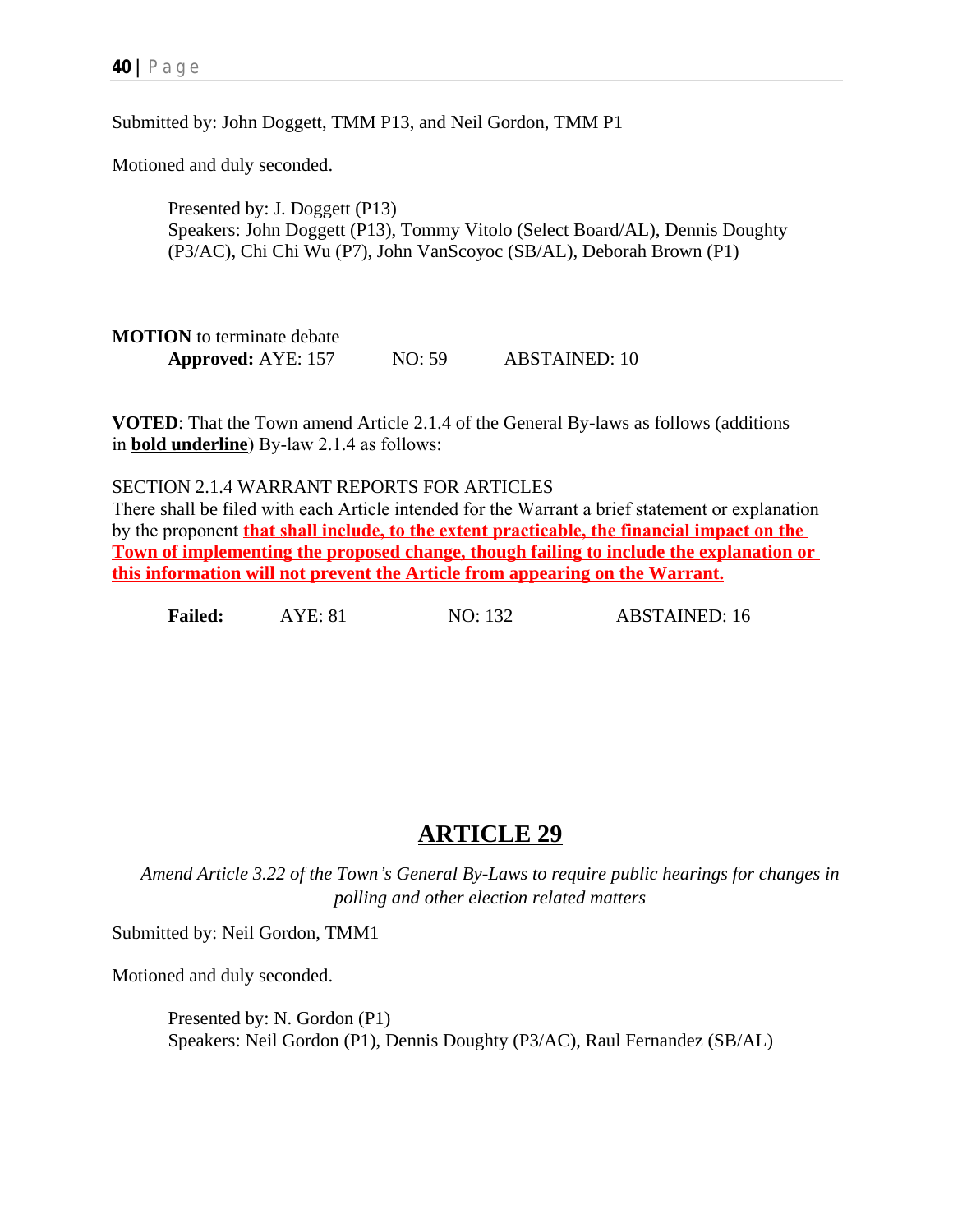Submitted by: John Doggett, TMM P13, and Neil Gordon, TMM P1

Motioned and duly seconded.

> Presented by: J. Doggett (P13)
> Speakers: John Doggett (P13), Tommy Vitolo (Select Board/AL), Dennis Doughty (P3/AC), Chi Chi Wu (P7), John VanScoyoc (SB/AL), Deborah Brown (P1)

**MOTION** to terminate debate

**Approved:** AYE: 157 NO: 59 ABSTAINED: 10

**VOTED**: That the Town amend Article 2.1.4 of the General By-laws as follows (additions in **bold underline**) By-law 2.1.4 as follows:

SECTION 2.1.4 WARRANT REPORTS FOR ARTICLES
There shall be filed with each Article intended for the Warrant a brief statement or explanation by the proponent **<u>that shall include, to the extent practicable, the financial impact on the Town of implementing the proposed change, though failing to include the explanation or this information will not prevent the Article from appearing on the Warrant.</u>**

**Failed:** AYE: 81 NO: 132 ABSTAINED: 16

# ARTICLE 29

*Amend Article 3.22 of the Town's General By-Laws to require public hearings for changes in polling and other election related matters*

Submitted by: Neil Gordon, TMM1

Motioned and duly seconded.

> Presented by: N. Gordon (P1)
> Speakers: Neil Gordon (P1), Dennis Doughty (P3/AC), Raul Fernandez (SB/AL)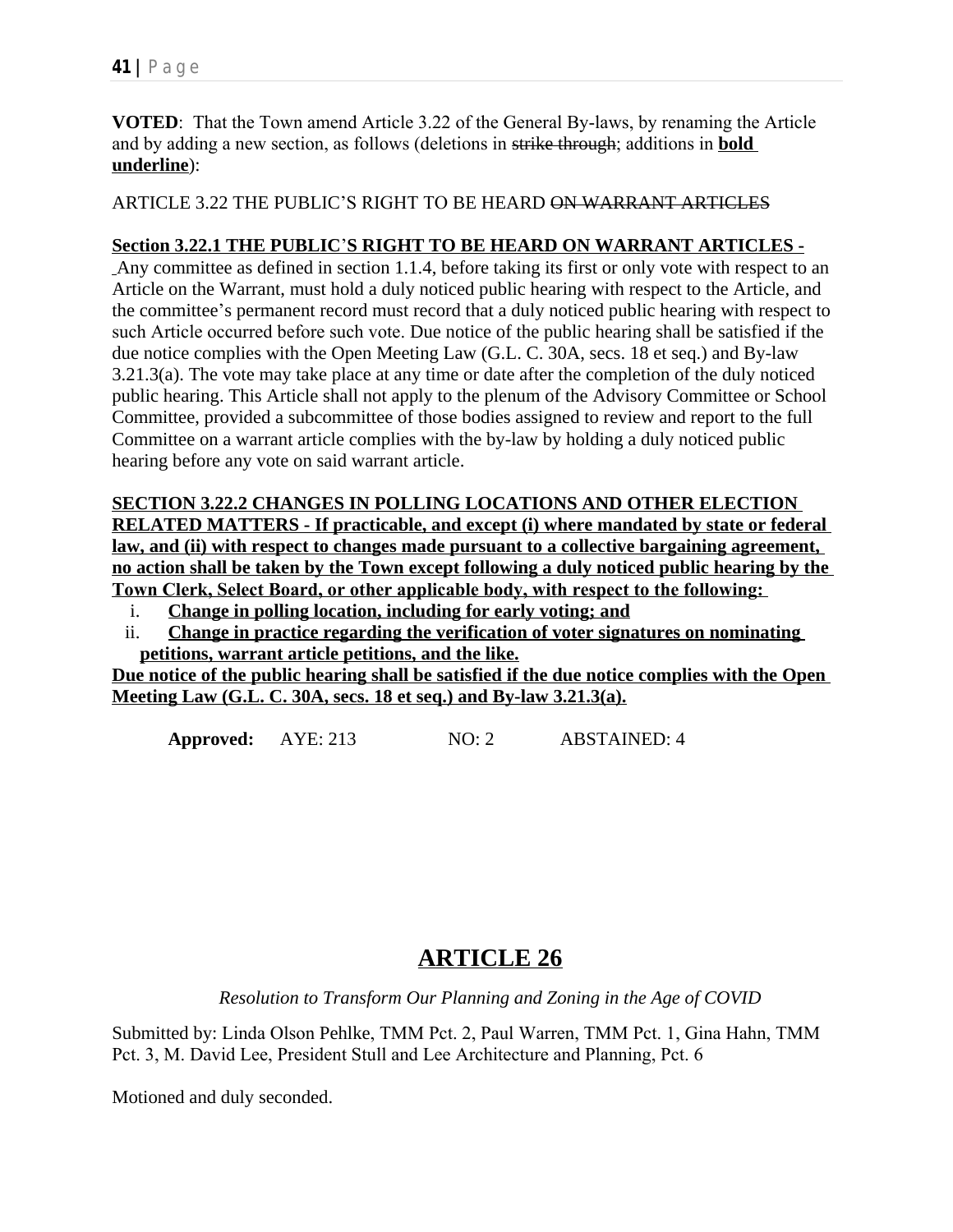**VOTED**: That the Town amend Article 3.22 of the General By-laws, by renaming the Article and by adding a new section, as follows (deletions in ~~strike through~~; additions in **<u>bold underline</u>**):

ARTICLE 3.22 THE PUBLIC'S RIGHT TO BE HEARD ~~ON WARRANT ARTICLES~~

**<u>Section 3.22.1 THE PUBLIC'S RIGHT TO BE HEARD ON WARRANT ARTICLES -</u>** Any committee as defined in section 1.1.4, before taking its first or only vote with respect to an Article on the Warrant, must hold a duly noticed public hearing with respect to the Article, and the committee's permanent record must record that a duly noticed public hearing with respect to such Article occurred before such vote. Due notice of the public hearing shall be satisfied if the due notice complies with the Open Meeting Law (G.L. C. 30A, secs. 18 et seq.) and By-law 3.21.3(a). The vote may take place at any time or date after the completion of the duly noticed public hearing. This Article shall not apply to the plenum of the Advisory Committee or School Committee, provided a subcommittee of those bodies assigned to review and report to the full Committee on a warrant article complies with the by-law by holding a duly noticed public hearing before any vote on said warrant article.

**<u>SECTION 3.22.2 CHANGES IN POLLING LOCATIONS AND OTHER ELECTION RELATED MATTERS - If practicable, and except (i) where mandated by state or federal law, and (ii) with respect to changes made pursuant to a collective bargaining agreement, no action shall be taken by the Town except following a duly noticed public hearing by the Town Clerk, Select Board, or other applicable body, with respect to the following:</u>**

i. **<u>Change in polling location, including for early voting; and</u>**
ii. **<u>Change in practice regarding the verification of voter signatures on nominating petitions, warrant article petitions, and the like.</u>**

**<u>Due notice of the public hearing shall be satisfied if the due notice complies with the Open Meeting Law (G.L. C. 30A, secs. 18 et seq.) and By-law 3.21.3(a).</u>**

**Approved:** AYE: 213 NO: 2 ABSTAINED: 4

# ARTICLE 26

*Resolution to Transform Our Planning and Zoning in the Age of COVID*

Submitted by: Linda Olson Pehlke, TMM Pct. 2, Paul Warren, TMM Pct. 1, Gina Hahn, TMM Pct. 3, M. David Lee, President Stull and Lee Architecture and Planning, Pct. 6

Motioned and duly seconded.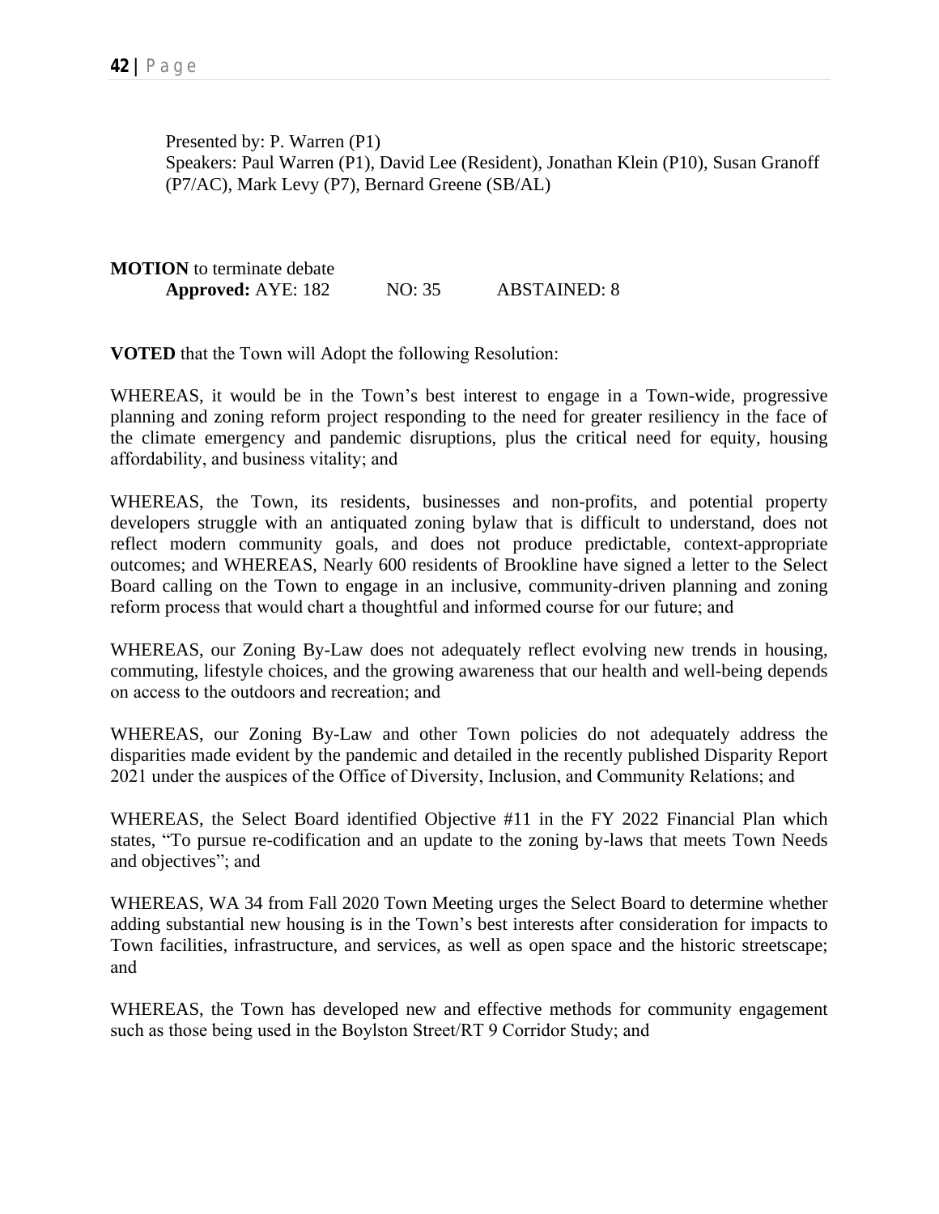Presented by: P. Warren (P1)
Speakers: Paul Warren (P1), David Lee (Resident), Jonathan Klein (P10), Susan Granoff (P7/AC), Mark Levy (P7), Bernard Greene (SB/AL)

**MOTION** to terminate debate
**Approved:** AYE: 182 NO: 35 ABSTAINED: 8

**VOTED** that the Town will Adopt the following Resolution:

WHEREAS, it would be in the Town's best interest to engage in a Town-wide, progressive planning and zoning reform project responding to the need for greater resiliency in the face of the climate emergency and pandemic disruptions, plus the critical need for equity, housing affordability, and business vitality; and

WHEREAS, the Town, its residents, businesses and non-profits, and potential property developers struggle with an antiquated zoning bylaw that is difficult to understand, does not reflect modern community goals, and does not produce predictable, context-appropriate outcomes; and WHEREAS, Nearly 600 residents of Brookline have signed a letter to the Select Board calling on the Town to engage in an inclusive, community-driven planning and zoning reform process that would chart a thoughtful and informed course for our future; and

WHEREAS, our Zoning By-Law does not adequately reflect evolving new trends in housing, commuting, lifestyle choices, and the growing awareness that our health and well-being depends on access to the outdoors and recreation; and

WHEREAS, our Zoning By-Law and other Town policies do not adequately address the disparities made evident by the pandemic and detailed in the recently published Disparity Report 2021 under the auspices of the Office of Diversity, Inclusion, and Community Relations; and

WHEREAS, the Select Board identified Objective #11 in the FY 2022 Financial Plan which states, "To pursue re-codification and an update to the zoning by-laws that meets Town Needs and objectives"; and

WHEREAS, WA 34 from Fall 2020 Town Meeting urges the Select Board to determine whether adding substantial new housing is in the Town's best interests after consideration for impacts to Town facilities, infrastructure, and services, as well as open space and the historic streetscape; and

WHEREAS, the Town has developed new and effective methods for community engagement such as those being used in the Boylston Street/RT 9 Corridor Study; and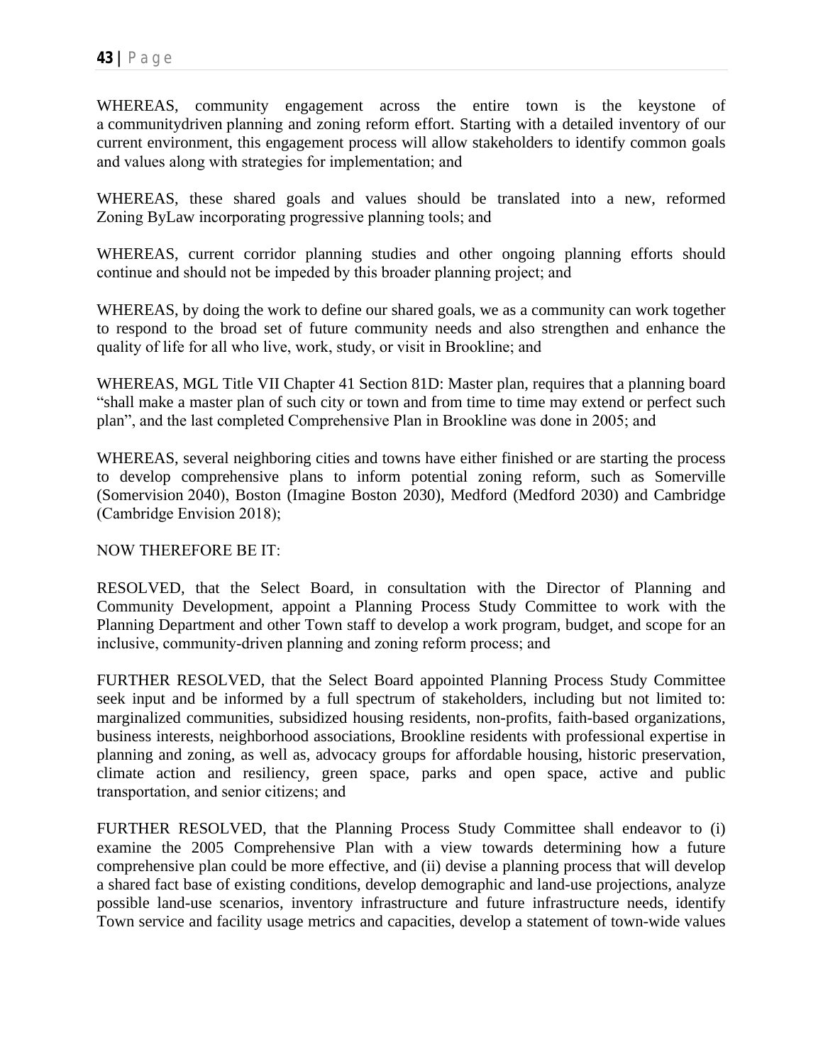WHEREAS, community engagement across the entire town is the keystone of a communitydriven planning and zoning reform effort. Starting with a detailed inventory of our current environment, this engagement process will allow stakeholders to identify common goals and values along with strategies for implementation; and

WHEREAS, these shared goals and values should be translated into a new, reformed Zoning ByLaw incorporating progressive planning tools; and

WHEREAS, current corridor planning studies and other ongoing planning efforts should continue and should not be impeded by this broader planning project; and

WHEREAS, by doing the work to define our shared goals, we as a community can work together to respond to the broad set of future community needs and also strengthen and enhance the quality of life for all who live, work, study, or visit in Brookline; and

WHEREAS, MGL Title VII Chapter 41 Section 81D: Master plan, requires that a planning board "shall make a master plan of such city or town and from time to time may extend or perfect such plan", and the last completed Comprehensive Plan in Brookline was done in 2005; and

WHEREAS, several neighboring cities and towns have either finished or are starting the process to develop comprehensive plans to inform potential zoning reform, such as Somerville (Somervision 2040), Boston (Imagine Boston 2030), Medford (Medford 2030) and Cambridge (Cambridge Envision 2018);

NOW THEREFORE BE IT:

RESOLVED, that the Select Board, in consultation with the Director of Planning and Community Development, appoint a Planning Process Study Committee to work with the Planning Department and other Town staff to develop a work program, budget, and scope for an inclusive, community-driven planning and zoning reform process; and

FURTHER RESOLVED, that the Select Board appointed Planning Process Study Committee seek input and be informed by a full spectrum of stakeholders, including but not limited to: marginalized communities, subsidized housing residents, non-profits, faith-based organizations, business interests, neighborhood associations, Brookline residents with professional expertise in planning and zoning, as well as, advocacy groups for affordable housing, historic preservation, climate action and resiliency, green space, parks and open space, active and public transportation, and senior citizens; and

FURTHER RESOLVED, that the Planning Process Study Committee shall endeavor to (i) examine the 2005 Comprehensive Plan with a view towards determining how a future comprehensive plan could be more effective, and (ii) devise a planning process that will develop a shared fact base of existing conditions, develop demographic and land-use projections, analyze possible land-use scenarios, inventory infrastructure and future infrastructure needs, identify Town service and facility usage metrics and capacities, develop a statement of town-wide values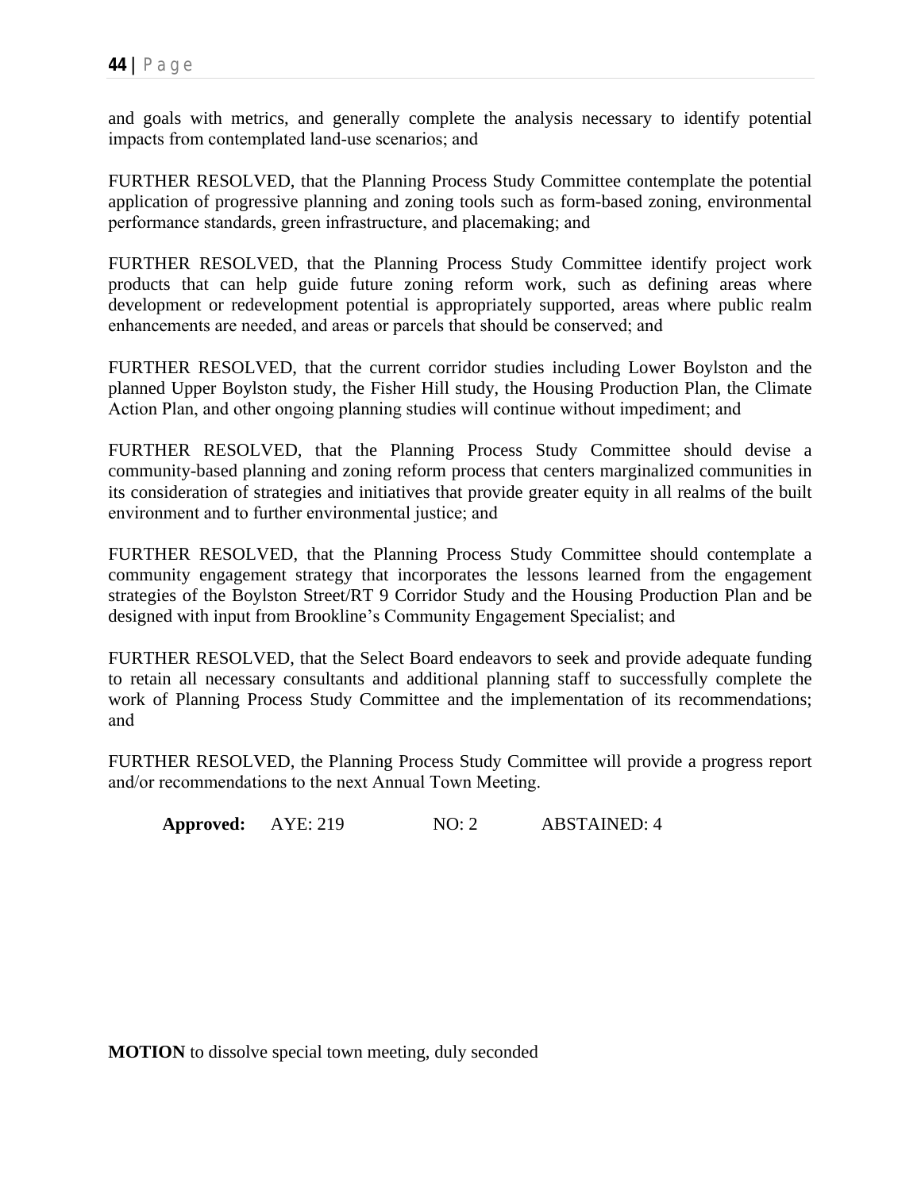and goals with metrics, and generally complete the analysis necessary to identify potential impacts from contemplated land-use scenarios; and

FURTHER RESOLVED, that the Planning Process Study Committee contemplate the potential application of progressive planning and zoning tools such as form-based zoning, environmental performance standards, green infrastructure, and placemaking; and

FURTHER RESOLVED, that the Planning Process Study Committee identify project work products that can help guide future zoning reform work, such as defining areas where development or redevelopment potential is appropriately supported, areas where public realm enhancements are needed, and areas or parcels that should be conserved; and

FURTHER RESOLVED, that the current corridor studies including Lower Boylston and the planned Upper Boylston study, the Fisher Hill study, the Housing Production Plan, the Climate Action Plan, and other ongoing planning studies will continue without impediment; and

FURTHER RESOLVED, that the Planning Process Study Committee should devise a community-based planning and zoning reform process that centers marginalized communities in its consideration of strategies and initiatives that provide greater equity in all realms of the built environment and to further environmental justice; and

FURTHER RESOLVED, that the Planning Process Study Committee should contemplate a community engagement strategy that incorporates the lessons learned from the engagement strategies of the Boylston Street/RT 9 Corridor Study and the Housing Production Plan and be designed with input from Brookline's Community Engagement Specialist; and

FURTHER RESOLVED, that the Select Board endeavors to seek and provide adequate funding to retain all necessary consultants and additional planning staff to successfully complete the work of Planning Process Study Committee and the implementation of its recommendations; and

FURTHER RESOLVED, the Planning Process Study Committee will provide a progress report and/or recommendations to the next Annual Town Meeting.

**Approved:** AYE: 219 NO: 2 ABSTAINED: 4

**MOTION** to dissolve special town meeting, duly seconded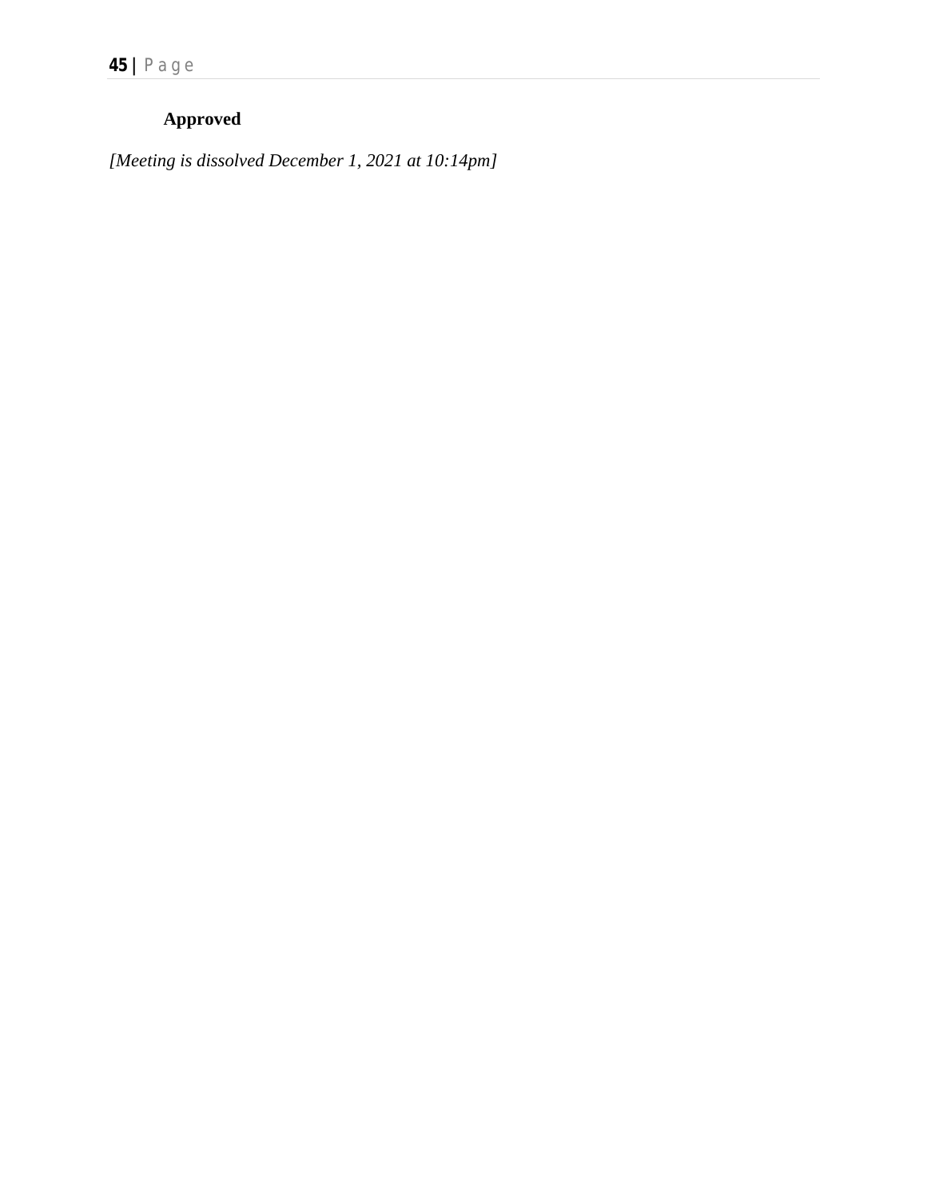**Approved**

*[Meeting is dissolved December 1, 2021 at 10:14pm]*